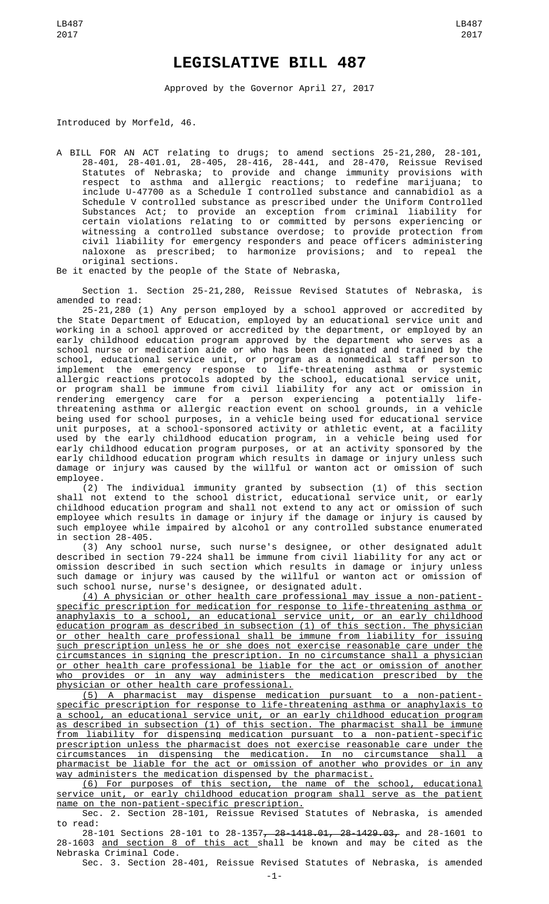# LEGISLATIVE BILL 487

Approved by the Governor April 27, 2017

Introduced by Morfeld, 46.

A BILL FOR AN ACT relating to drugs; to amend sections 25-21,280, 28-101, 28-401, 28-401.01, 28-405, 28-416, 28-441, and 28-470, Reissue Revised Statutes of Nebraska; to provide and change immunity provisions with respect to asthma and allergic reactions; to redefine marijuana; to include U-47700 as a Schedule I controlled substance and cannabidiol as a Schedule V controlled substance as prescribed under the Uniform Controlled Substances Act; to provide an exception from criminal liability for certain violations relating to or committed by persons experiencing or witnessing a controlled substance overdose; to provide protection from civil liability for emergency responders and peace officers administering naloxone as prescribed; to harmonize provisions; and to repeal the original sections.

Be it enacted by the people of the State of Nebraska,

Section 1. Section 25-21,280, Reissue Revised Statutes of Nebraska, is amended to read:

25-21,280 (1) Any person employed by a school approved or accredited by the State Department of Education, employed by an educational service unit and working in a school approved or accredited by the department, or employed by an early childhood education program approved by the department who serves as a school nurse or medication aide or who has been designated and trained by the school, educational service unit, or program as a nonmedical staff person to implement the emergency response to life-threatening asthma or systemic allergic reactions protocols adopted by the school, educational service unit, or program shall be immune from civil liability for any act or omission in rendering emergency care for a person experiencing a potentially life-threatening asthma or allergic reaction event on school grounds, in a vehicle being used for school purposes, in a vehicle being used for educational service unit purposes, at a school-sponsored activity or athletic event, at a facility used by the early childhood education program, in a vehicle being used for early childhood education program purposes, or at an activity sponsored by the early childhood education program which results in damage or injury unless such damage or injury was caused by the willful or wanton act or omission of such employee.

(2) The individual immunity granted by subsection (1) of this section shall not extend to the school district, educational service unit, or early childhood education program and shall not extend to any act or omission of such employee which results in damage or injury if the damage or injury is caused by such employee while impaired by alcohol or any controlled substance enumerated in section 28-405.

(3) Any school nurse, such nurse's designee, or other designated adult described in section 79-224 shall be immune from civil liability for any act or omission described in such section which results in damage or injury unless such damage or injury was caused by the willful or wanton act or omission of such school nurse, nurse's designee, or designated adult.

<u>(4) A physician or other health care professional may issue a non-patient-specific prescription for medication for response to life-threatening asthma or anaphylaxis to a school, an educational service unit, or an early childhood education program as described in subsection (1) of this section. The physician or other health care professional shall be immune from liability for issuing such prescription unless he or she does not exercise reasonable care under the circumstances in signing the prescription. In no circumstance shall a physician or other health care professional be liable for the act or omission of another who provides or in any way administers the medication prescribed by the physician or other health care professional.</u>

<u>(5) A pharmacist may dispense medication pursuant to a non-patient-specific prescription for response to life-threatening asthma or anaphylaxis to a school, an educational service unit, or an early childhood education program as described in subsection (1) of this section. The pharmacist shall be immune from liability for dispensing medication pursuant to a non-patient-specific prescription unless the pharmacist does not exercise reasonable care under the circumstances in dispensing the medication. In no circumstance shall a pharmacist be liable for the act or omission of another who provides or in any way administers the medication dispensed by the pharmacist.</u>

<u>(6) For purposes of this section, the name of the school, educational service unit, or early childhood education program shall serve as the patient name on the non-patient-specific prescription.</u>

Sec. 2. Section 28-101, Reissue Revised Statutes of Nebraska, is amended to read:

28-101 Sections 28-101 to 28-1357~~, 28-1418.01, 28-1429.03,~~ and 28-1601 to 28-1603 <u>and section 8 of this act</u> shall be known and may be cited as the Nebraska Criminal Code.

Sec. 3. Section 28-401, Reissue Revised Statutes of Nebraska, is amended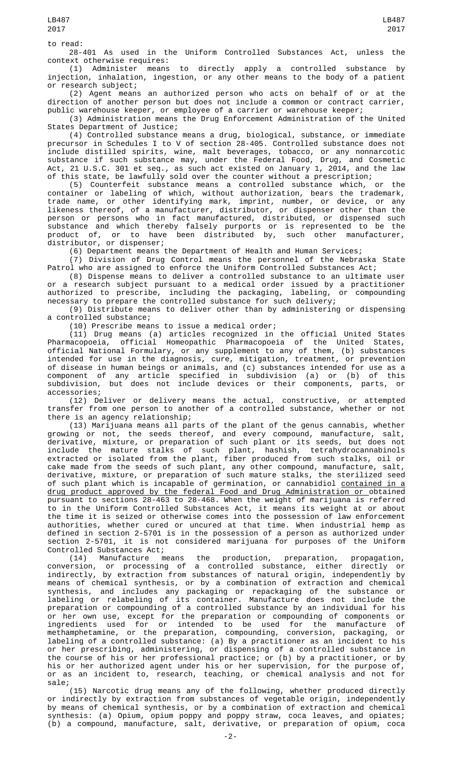to read:

28-401 As used in the Uniform Controlled Substances Act, unless the context otherwise requires:

(1) Administer means to directly apply a controlled substance by injection, inhalation, ingestion, or any other means to the body of a patient or research subject;

(2) Agent means an authorized person who acts on behalf of or at the direction of another person but does not include a common or contract carrier, public warehouse keeper, or employee of a carrier or warehouse keeper;

(3) Administration means the Drug Enforcement Administration of the United States Department of Justice;

(4) Controlled substance means a drug, biological, substance, or immediate precursor in Schedules I to V of section 28-405. Controlled substance does not include distilled spirits, wine, malt beverages, tobacco, or any nonnarcotic substance if such substance may, under the Federal Food, Drug, and Cosmetic Act, 21 U.S.C. 301 et seq., as such act existed on January 1, 2014, and the law of this state, be lawfully sold over the counter without a prescription;

(5) Counterfeit substance means a controlled substance which, or the container or labeling of which, without authorization, bears the trademark, trade name, or other identifying mark, imprint, number, or device, or any likeness thereof, of a manufacturer, distributor, or dispenser other than the person or persons who in fact manufactured, distributed, or dispensed such substance and which thereby falsely purports or is represented to be the product of, or to have been distributed by, such other manufacturer, distributor, or dispenser;

(6) Department means the Department of Health and Human Services;

(7) Division of Drug Control means the personnel of the Nebraska State Patrol who are assigned to enforce the Uniform Controlled Substances Act;

(8) Dispense means to deliver a controlled substance to an ultimate user or a research subject pursuant to a medical order issued by a practitioner authorized to prescribe, including the packaging, labeling, or compounding necessary to prepare the controlled substance for such delivery;

(9) Distribute means to deliver other than by administering or dispensing a controlled substance;

(10) Prescribe means to issue a medical order;

(11) Drug means (a) articles recognized in the official United States Pharmacopoeia, official Homeopathic Pharmacopoeia of the United States, official National Formulary, or any supplement to any of them, (b) substances intended for use in the diagnosis, cure, mitigation, treatment, or prevention of disease in human beings or animals, and (c) substances intended for use as a component of any article specified in subdivision (a) or (b) of this subdivision, but does not include devices or their components, parts, or accessories;

(12) Deliver or delivery means the actual, constructive, or attempted transfer from one person to another of a controlled substance, whether or not there is an agency relationship;

(13) Marijuana means all parts of the plant of the genus cannabis, whether growing or not, the seeds thereof, and every compound, manufacture, salt, derivative, mixture, or preparation of such plant or its seeds, but does not include the mature stalks of such plant, hashish, tetrahydrocannabinols extracted or isolated from the plant, fiber produced from such stalks, oil or cake made from the seeds of such plant, any other compound, manufacture, salt, derivative, mixture, or preparation of such mature stalks, the sterilized seed of such plant which is incapable of germination, or cannabidiol <u>contained in a drug product approved by the federal Food and Drug Administration or </u>obtained pursuant to sections 28-463 to 28-468. When the weight of marijuana is referred to in the Uniform Controlled Substances Act, it means its weight at or about the time it is seized or otherwise comes into the possession of law enforcement authorities, whether cured or uncured at that time. When industrial hemp as defined in section 2-5701 is in the possession of a person as authorized under section 2-5701, it is not considered marijuana for purposes of the Uniform Controlled Substances Act;

(14) Manufacture means the production, preparation, propagation, conversion, or processing of a controlled substance, either directly or indirectly, by extraction from substances of natural origin, independently by means of chemical synthesis, or by a combination of extraction and chemical synthesis, and includes any packaging or repackaging of the substance or labeling or relabeling of its container. Manufacture does not include the preparation or compounding of a controlled substance by an individual for his or her own use, except for the preparation or compounding of components or ingredients used for or intended to be used for the manufacture of methamphetamine, or the preparation, compounding, conversion, packaging, or labeling of a controlled substance: (a) By a practitioner as an incident to his or her prescribing, administering, or dispensing of a controlled substance in the course of his or her professional practice; or (b) by a practitioner, or by his or her authorized agent under his or her supervision, for the purpose of, or as an incident to, research, teaching, or chemical analysis and not for sale;

(15) Narcotic drug means any of the following, whether produced directly or indirectly by extraction from substances of vegetable origin, independently by means of chemical synthesis, or by a combination of extraction and chemical synthesis: (a) Opium, opium poppy and poppy straw, coca leaves, and opiates; (b) a compound, manufacture, salt, derivative, or preparation of opium, coca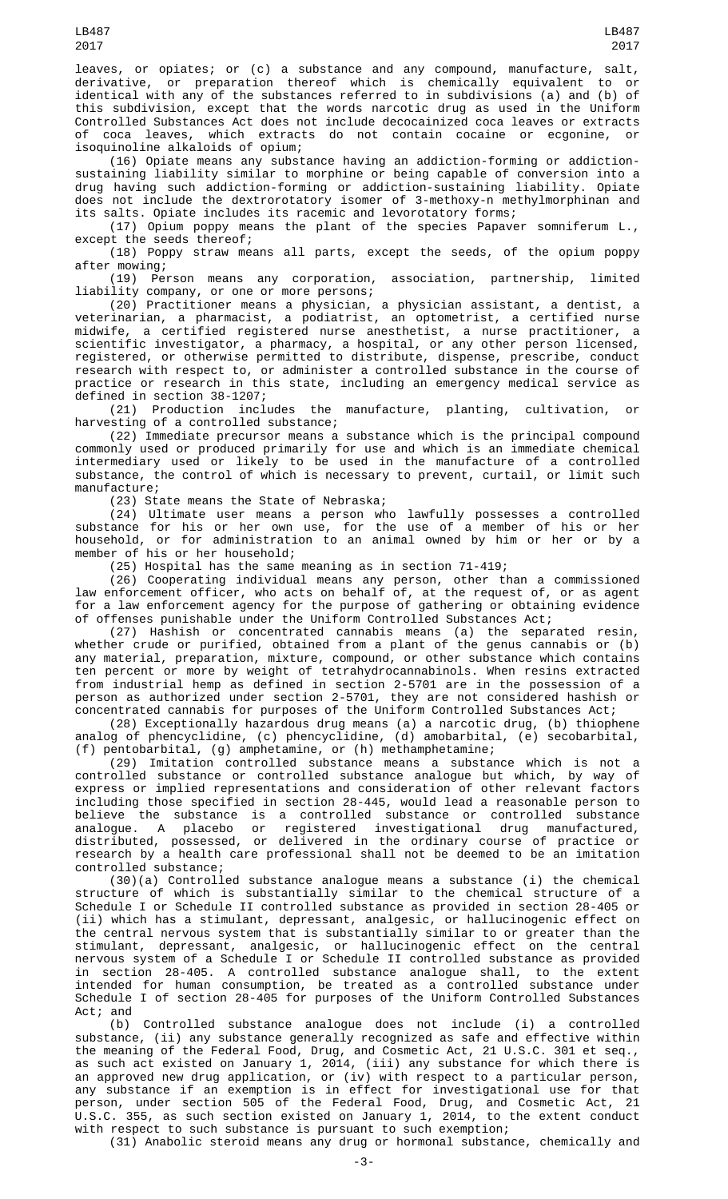leaves, or opiates; or (c) a substance and any compound, manufacture, salt, derivative, or preparation thereof which is chemically equivalent to or identical with any of the substances referred to in subdivisions (a) and (b) of this subdivision, except that the words narcotic drug as used in the Uniform Controlled Substances Act does not include decocainized coca leaves or extracts of coca leaves, which extracts do not contain cocaine or ecgonine, or isoquinoline alkaloids of opium;

(16) Opiate means any substance having an addiction-forming or addiction-sustaining liability similar to morphine or being capable of conversion into a drug having such addiction-forming or addiction-sustaining liability. Opiate does not include the dextrorotatory isomer of 3-methoxy-n methylmorphinan and its salts. Opiate includes its racemic and levorotatory forms;

(17) Opium poppy means the plant of the species Papaver somniferum L., except the seeds thereof;

(18) Poppy straw means all parts, except the seeds, of the opium poppy after mowing;

(19) Person means any corporation, association, partnership, limited liability company, or one or more persons;

(20) Practitioner means a physician, a physician assistant, a dentist, a veterinarian, a pharmacist, a podiatrist, an optometrist, a certified nurse midwife, a certified registered nurse anesthetist, a nurse practitioner, a scientific investigator, a pharmacy, a hospital, or any other person licensed, registered, or otherwise permitted to distribute, dispense, prescribe, conduct research with respect to, or administer a controlled substance in the course of practice or research in this state, including an emergency medical service as defined in section 38-1207;

(21) Production includes the manufacture, planting, cultivation, or harvesting of a controlled substance;

(22) Immediate precursor means a substance which is the principal compound commonly used or produced primarily for use and which is an immediate chemical intermediary used or likely to be used in the manufacture of a controlled substance, the control of which is necessary to prevent, curtail, or limit such manufacture;

(23) State means the State of Nebraska;

(24) Ultimate user means a person who lawfully possesses a controlled substance for his or her own use, for the use of a member of his or her household, or for administration to an animal owned by him or her or by a member of his or her household;

(25) Hospital has the same meaning as in section 71-419;

(26) Cooperating individual means any person, other than a commissioned law enforcement officer, who acts on behalf of, at the request of, or as agent for a law enforcement agency for the purpose of gathering or obtaining evidence of offenses punishable under the Uniform Controlled Substances Act;

(27) Hashish or concentrated cannabis means (a) the separated resin, whether crude or purified, obtained from a plant of the genus cannabis or (b) any material, preparation, mixture, compound, or other substance which contains ten percent or more by weight of tetrahydrocannabinols. When resins extracted from industrial hemp as defined in section 2-5701 are in the possession of a person as authorized under section 2-5701, they are not considered hashish or concentrated cannabis for purposes of the Uniform Controlled Substances Act;

(28) Exceptionally hazardous drug means (a) a narcotic drug, (b) thiophene analog of phencyclidine, (c) phencyclidine, (d) amobarbital, (e) secobarbital, (f) pentobarbital, (g) amphetamine, or (h) methamphetamine;

(29) Imitation controlled substance means a substance which is not a controlled substance or controlled substance analogue but which, by way of express or implied representations and consideration of other relevant factors including those specified in section 28-445, would lead a reasonable person to believe the substance is a controlled substance or controlled substance analogue. A placebo or registered investigational drug manufactured, distributed, possessed, or delivered in the ordinary course of practice or research by a health care professional shall not be deemed to be an imitation controlled substance;

(30)(a) Controlled substance analogue means a substance (i) the chemical structure of which is substantially similar to the chemical structure of a Schedule I or Schedule II controlled substance as provided in section 28-405 or (ii) which has a stimulant, depressant, analgesic, or hallucinogenic effect on the central nervous system that is substantially similar to or greater than the stimulant, depressant, analgesic, or hallucinogenic effect on the central nervous system of a Schedule I or Schedule II controlled substance as provided in section 28-405. A controlled substance analogue shall, to the extent intended for human consumption, be treated as a controlled substance under Schedule I of section 28-405 for purposes of the Uniform Controlled Substances Act; and

(b) Controlled substance analogue does not include (i) a controlled substance, (ii) any substance generally recognized as safe and effective within the meaning of the Federal Food, Drug, and Cosmetic Act, 21 U.S.C. 301 et seq., as such act existed on January 1, 2014, (iii) any substance for which there is an approved new drug application, or (iv) with respect to a particular person, any substance if an exemption is in effect for investigational use for that person, under section 505 of the Federal Food, Drug, and Cosmetic Act, 21 U.S.C. 355, as such section existed on January 1, 2014, to the extent conduct with respect to such substance is pursuant to such exemption;

(31) Anabolic steroid means any drug or hormonal substance, chemically and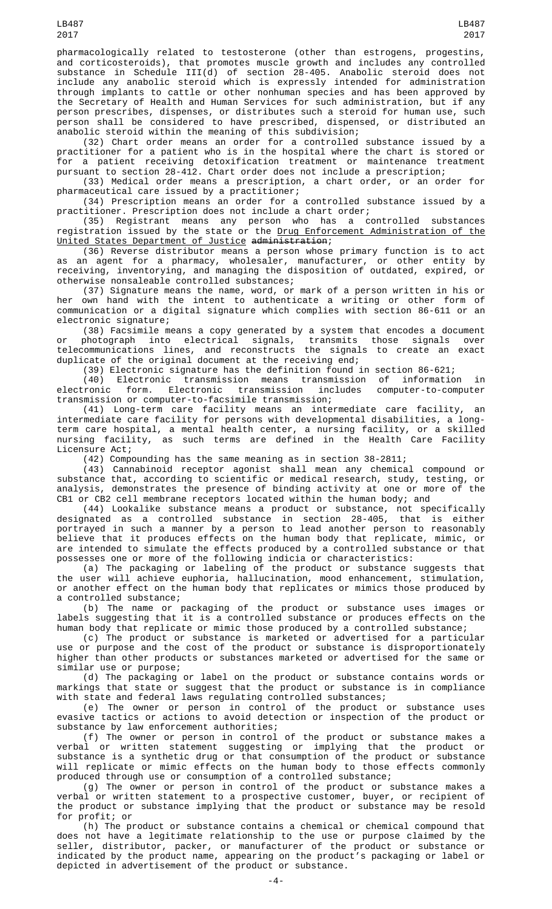pharmacologically related to testosterone (other than estrogens, progestins, and corticosteroids), that promotes muscle growth and includes any controlled substance in Schedule III(d) of section 28-405. Anabolic steroid does not include any anabolic steroid which is expressly intended for administration through implants to cattle or other nonhuman species and has been approved by the Secretary of Health and Human Services for such administration, but if any person prescribes, dispenses, or distributes such a steroid for human use, such person shall be considered to have prescribed, dispensed, or distributed an anabolic steroid within the meaning of this subdivision;

(32) Chart order means an order for a controlled substance issued by a practitioner for a patient who is in the hospital where the chart is stored or for a patient receiving detoxification treatment or maintenance treatment pursuant to section 28-412. Chart order does not include a prescription;

(33) Medical order means a prescription, a chart order, or an order for pharmaceutical care issued by a practitioner;

(34) Prescription means an order for a controlled substance issued by a practitioner. Prescription does not include a chart order;

(35) Registrant means any person who has a controlled substances registration issued by the state or the Drug Enforcement Administration of the United States Department of Justice ~~administration~~;

(36) Reverse distributor means a person whose primary function is to act as an agent for a pharmacy, wholesaler, manufacturer, or other entity by receiving, inventorying, and managing the disposition of outdated, expired, or otherwise nonsaleable controlled substances;

(37) Signature means the name, word, or mark of a person written in his or her own hand with the intent to authenticate a writing or other form of communication or a digital signature which complies with section 86-611 or an electronic signature;

(38) Facsimile means a copy generated by a system that encodes a document or photograph into electrical signals, transmits those signals over telecommunications lines, and reconstructs the signals to create an exact duplicate of the original document at the receiving end;

(39) Electronic signature has the definition found in section 86-621;

(40) Electronic transmission means transmission of information in electronic form. Electronic transmission includes computer-to-computer transmission or computer-to-facsimile transmission;

(41) Long-term care facility means an intermediate care facility, an intermediate care facility for persons with developmental disabilities, a long-term care hospital, a mental health center, a nursing facility, or a skilled nursing facility, as such terms are defined in the Health Care Facility Licensure Act;

(42) Compounding has the same meaning as in section 38-2811;

(43) Cannabinoid receptor agonist shall mean any chemical compound or substance that, according to scientific or medical research, study, testing, or analysis, demonstrates the presence of binding activity at one or more of the CB1 or CB2 cell membrane receptors located within the human body; and

(44) Lookalike substance means a product or substance, not specifically designated as a controlled substance in section 28-405, that is either portrayed in such a manner by a person to lead another person to reasonably believe that it produces effects on the human body that replicate, mimic, or are intended to simulate the effects produced by a controlled substance or that possesses one or more of the following indicia or characteristics:

(a) The packaging or labeling of the product or substance suggests that the user will achieve euphoria, hallucination, mood enhancement, stimulation, or another effect on the human body that replicates or mimics those produced by a controlled substance;

(b) The name or packaging of the product or substance uses images or labels suggesting that it is a controlled substance or produces effects on the human body that replicate or mimic those produced by a controlled substance;

(c) The product or substance is marketed or advertised for a particular use or purpose and the cost of the product or substance is disproportionately higher than other products or substances marketed or advertised for the same or similar use or purpose;

(d) The packaging or label on the product or substance contains words or markings that state or suggest that the product or substance is in compliance with state and federal laws regulating controlled substances;

(e) The owner or person in control of the product or substance uses evasive tactics or actions to avoid detection or inspection of the product or substance by law enforcement authorities;

(f) The owner or person in control of the product or substance makes a verbal or written statement suggesting or implying that the product or substance is a synthetic drug or that consumption of the product or substance will replicate or mimic effects on the human body to those effects commonly produced through use or consumption of a controlled substance;

(g) The owner or person in control of the product or substance makes a verbal or written statement to a prospective customer, buyer, or recipient of the product or substance implying that the product or substance may be resold for profit; or

(h) The product or substance contains a chemical or chemical compound that does not have a legitimate relationship to the use or purpose claimed by the seller, distributor, packer, or manufacturer of the product or substance or indicated by the product name, appearing on the product's packaging or label or depicted in advertisement of the product or substance.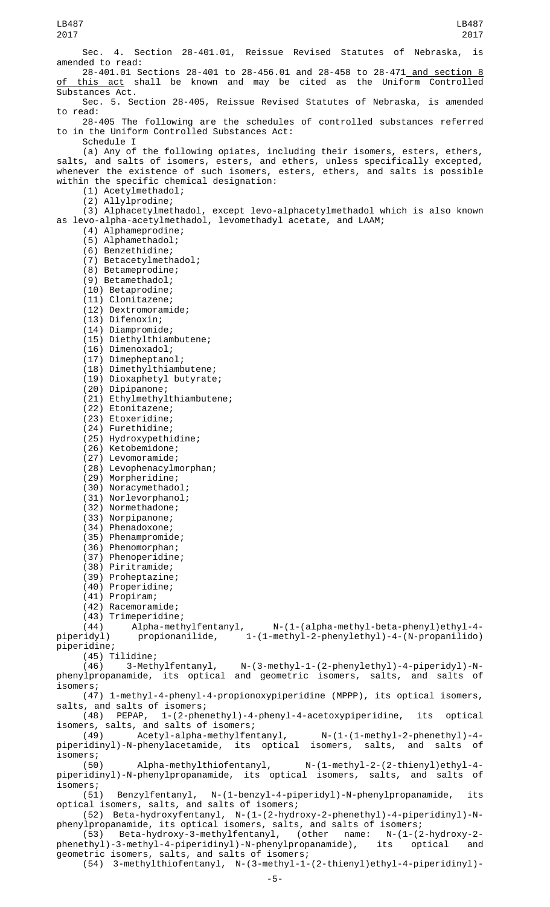Sec. 4. Section 28-401.01, Reissue Revised Statutes of Nebraska, is amended to read:

28-401.01 Sections 28-401 to 28-456.01 and 28-458 to 28-471 and section 8 of this act shall be known and may be cited as the Uniform Controlled Substances Act.

Sec. 5. Section 28-405, Reissue Revised Statutes of Nebraska, is amended to read:

28-405 The following are the schedules of controlled substances referred to in the Uniform Controlled Substances Act:

Schedule I

(a) Any of the following opiates, including their isomers, esters, ethers, salts, and salts of isomers, esters, and ethers, unless specifically excepted, whenever the existence of such isomers, esters, ethers, and salts is possible within the specific chemical designation:

(1) Acetylmethadol;

(2) Allylprodine;

(3) Alphacetylmethadol, except levo-alphacetylmethadol which is also known as levo-alpha-acetylmethadol, levomethadyl acetate, and LAAM;

(4) Alphameprodine;

(5) Alphamethadol;

(6) Benzethidine;

(7) Betacetylmethadol;

(8) Betameprodine;

(9) Betamethadol;

(10) Betaprodine;

(11) Clonitazene;

(12) Dextromoramide;

(13) Difenoxin;

(14) Diampromide;

(15) Diethylthiambutene;

(16) Dimenoxadol;

(17) Dimepheptanol;

(18) Dimethylthiambutene;

(19) Dioxaphetyl butyrate;

(20) Dipipanone;

(21) Ethylmethylthiambutene;

(22) Etonitazene;

(23) Etoxeridine;

(24) Furethidine;

(25) Hydroxypethidine;

(26) Ketobemidone;

(27) Levomoramide;

(28) Levophenacylmorphan;

(29) Morpheridine;

(30) Noracymethadol;

(31) Norlevorphanol;

(32) Normethadone;

(33) Norpipanone;

(34) Phenadoxone;

(35) Phenampromide;

(36) Phenomorphan;

(37) Phenoperidine;

(38) Piritramide;

(39) Proheptazine;

(40) Properidine;

(41) Propiram;

(42) Racemoramide;

(43) Trimeperidine;

(44) Alpha-methylfentanyl, N-(1-(alpha-methyl-beta-phenyl)ethyl-4-piperidyl) propionanilide, 1-(1-methyl-2-phenylethyl)-4-(N-propanilido) piperidine;

(45) Tilidine;

(46) 3-Methylfentanyl, N-(3-methyl-1-(2-phenylethyl)-4-piperidyl)-N-phenylpropanamide, its optical and geometric isomers, salts, and salts of isomers;

(47) 1-methyl-4-phenyl-4-propionoxypiperidine (MPPP), its optical isomers, salts, and salts of isomers;

(48) PEPAP, 1-(2-phenethyl)-4-phenyl-4-acetoxypiperidine, its optical isomers, salts, and salts of isomers;

(49) Acetyl-alpha-methylfentanyl, N-(1-(1-methyl-2-phenethyl)-4-piperidinyl)-N-phenylacetamide, its optical isomers, salts, and salts of isomers;

(50) Alpha-methylthiofentanyl, N-(1-methyl-2-(2-thienyl)ethyl-4-piperidinyl)-N-phenylpropanamide, its optical isomers, salts, and salts of isomers;

(51) Benzylfentanyl, N-(1-benzyl-4-piperidyl)-N-phenylpropanamide, its optical isomers, salts, and salts of isomers;

(52) Beta-hydroxyfentanyl, N-(1-(2-hydroxy-2-phenethyl)-4-piperidinyl)-N-phenylpropanamide, its optical isomers, salts, and salts of isomers;

(53) Beta-hydroxy-3-methylfentanyl, (other name: N-(1-(2-hydroxy-2-phenethyl)-3-methyl-4-piperidinyl)-N-phenylpropanamide), its optical and geometric isomers, salts, and salts of isomers;

(54) 3-methylthiofentanyl, N-(3-methyl-1-(2-thienyl)ethyl-4-piperidinyl)-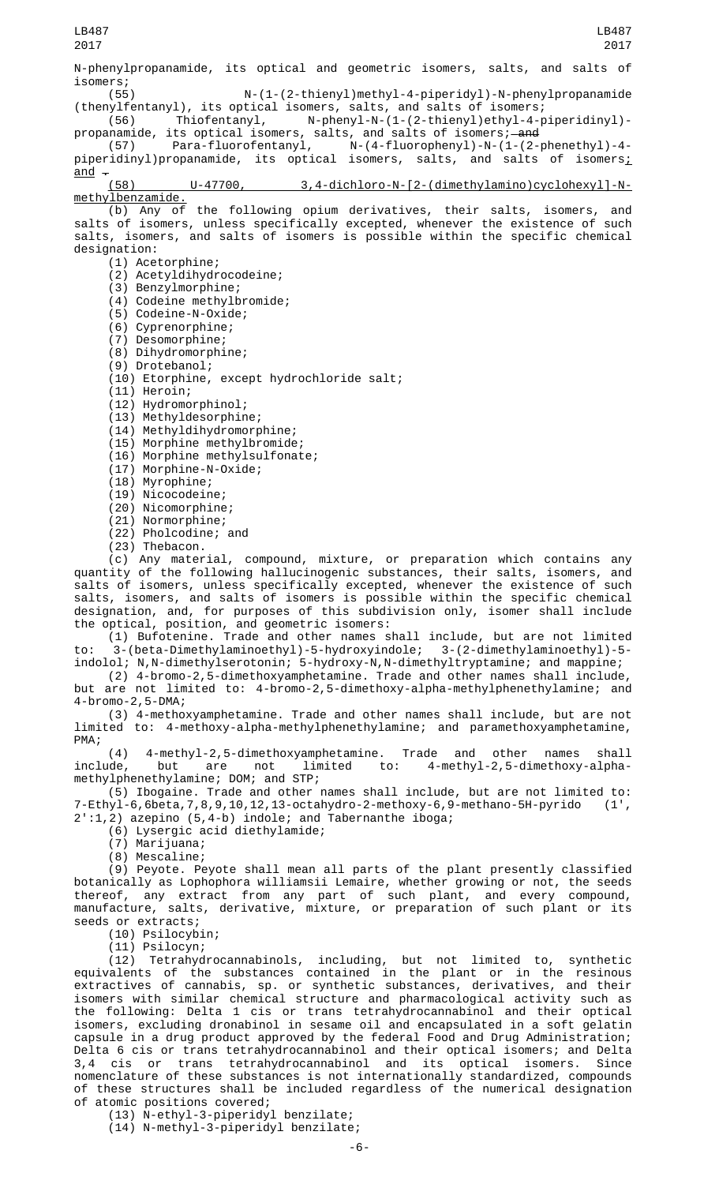N-phenylpropanamide, its optical and geometric isomers, salts, and salts of isomers;

(55) N-(1-(2-thienyl)methyl-4-piperidyl)-N-phenylpropanamide (thenylfentanyl), its optical isomers, salts, and salts of isomers;

(56) Thiofentanyl, N-phenyl-N-(1-(2-thienyl)ethyl-4-piperidinyl)-propanamide, its optical isomers, salts, and salts of isomers; ~~and~~

(57) Para-fluorofentanyl, N-(4-fluorophenyl)-N-(1-(2-phenethyl)-4-piperidinyl)propanamide, its optical isomers, salts, and salts of isomers; and ~~.~~

(58) U-47700, 3,4-dichloro-N-[2-(dimethylamino)cyclohexyl]-N-methylbenzamide.

(b) Any of the following opium derivatives, their salts, isomers, and salts of isomers, unless specifically excepted, whenever the existence of such salts, isomers, and salts of isomers is possible within the specific chemical designation:

(1) Acetorphine;

(2) Acetyldihydrocodeine;

(3) Benzylmorphine;

(4) Codeine methylbromide;

(5) Codeine-N-Oxide;

(6) Cyprenorphine;

(7) Desomorphine;

(8) Dihydromorphine;

(9) Drotebanol;

(10) Etorphine, except hydrochloride salt;

(11) Heroin;

(12) Hydromorphinol;

(13) Methyldesorphine;

(14) Methyldihydromorphine;

(15) Morphine methylbromide;

(16) Morphine methylsulfonate;

(17) Morphine-N-Oxide;

(18) Myrophine;

(19) Nicocodeine;

(20) Nicomorphine;

(21) Normorphine;

(22) Pholcodine; and

(23) Thebacon.

(c) Any material, compound, mixture, or preparation which contains any quantity of the following hallucinogenic substances, their salts, isomers, and salts of isomers, unless specifically excepted, whenever the existence of such salts, isomers, and salts of isomers is possible within the specific chemical designation, and, for purposes of this subdivision only, isomer shall include the optical, position, and geometric isomers:

(1) Bufotenine. Trade and other names shall include, but are not limited to: 3-(beta-Dimethylaminoethyl)-5-hydroxyindole; 3-(2-dimethylaminoethyl)-5-indolol; N,N-dimethylserotonin; 5-hydroxy-N,N-dimethyltryptamine; and mappine;

(2) 4-bromo-2,5-dimethoxyamphetamine. Trade and other names shall include, but are not limited to: 4-bromo-2,5-dimethoxy-alpha-methylphenethylamine; and 4-bromo-2,5-DMA;

(3) 4-methoxyamphetamine. Trade and other names shall include, but are not limited to: 4-methoxy-alpha-methylphenethylamine; and paramethoxyamphetamine, PMA;

(4) 4-methyl-2,5-dimethoxyamphetamine. Trade and other names shall include, but are not limited to: 4-methyl-2,5-dimethoxy-alpha-methylphenethylamine; DOM; and STP;

(5) Ibogaine. Trade and other names shall include, but are not limited to: 7-Ethyl-6,6beta,7,8,9,10,12,13-octahydro-2-methoxy-6,9-methano-5H-pyrido (1',2':1,2) azepino (5,4-b) indole; and Tabernanthe iboga;

(6) Lysergic acid diethylamide;

(7) Marijuana;

(8) Mescaline;

(9) Peyote. Peyote shall mean all parts of the plant presently classified botanically as Lophophora williamsii Lemaire, whether growing or not, the seeds thereof, any extract from any part of such plant, and every compound, manufacture, salts, derivative, mixture, or preparation of such plant or its seeds or extracts;

(10) Psilocybin;

(11) Psilocyn;

(12) Tetrahydrocannabinols, including, but not limited to, synthetic equivalents of the substances contained in the plant or in the resinous extractives of cannabis, sp. or synthetic substances, derivatives, and their isomers with similar chemical structure and pharmacological activity such as the following: Delta 1 cis or trans tetrahydrocannabinol and their optical isomers, excluding dronabinol in sesame oil and encapsulated in a soft gelatin capsule in a drug product approved by the federal Food and Drug Administration; Delta 6 cis or trans tetrahydrocannabinol and their optical isomers; and Delta 3,4 cis or trans tetrahydrocannabinol and its optical isomers. Since nomenclature of these substances is not internationally standardized, compounds of these structures shall be included regardless of the numerical designation of atomic positions covered;

(13) N-ethyl-3-piperidyl benzilate;

(14) N-methyl-3-piperidyl benzilate;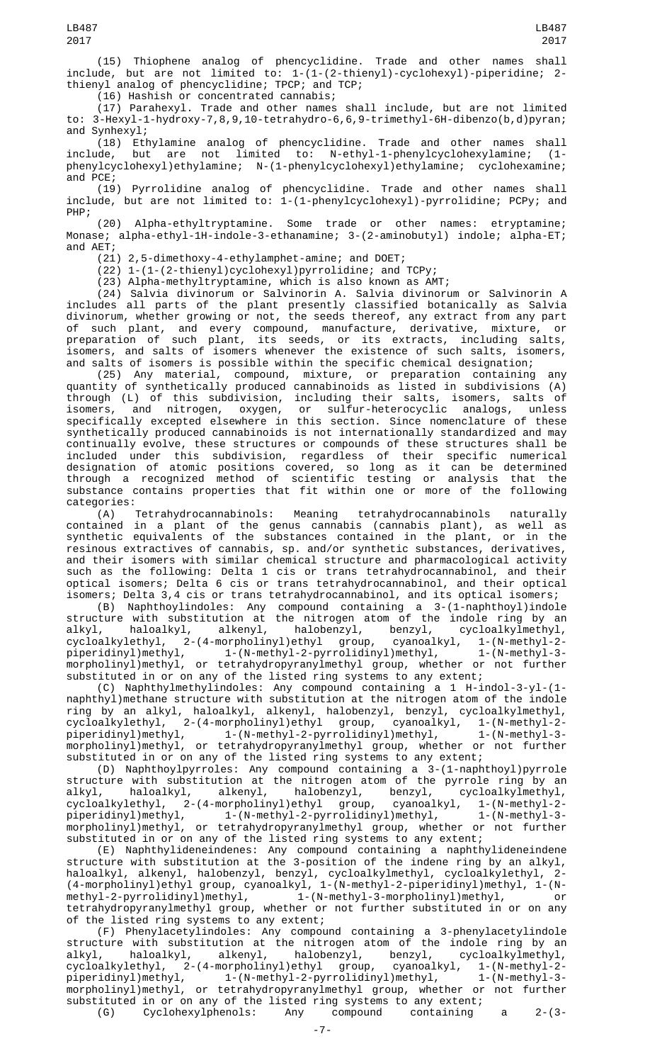(15) Thiophene analog of phencyclidine. Trade and other names shall include, but are not limited to: 1-(1-(2-thienyl)-cyclohexyl)-piperidine; 2-thienyl analog of phencyclidine; TPCP; and TCP;

(16) Hashish or concentrated cannabis;

(17) Parahexyl. Trade and other names shall include, but are not limited to: 3-Hexyl-1-hydroxy-7,8,9,10-tetrahydro-6,6,9-trimethyl-6H-dibenzo(b,d)pyran; and Synhexyl;

(18) Ethylamine analog of phencyclidine. Trade and other names shall include, but are not limited to: N-ethyl-1-phenylcyclohexylamine; (1-phenylcyclohexyl)ethylamine; N-(1-phenylcyclohexyl)ethylamine; cyclohexamine; and PCE;

(19) Pyrrolidine analog of phencyclidine. Trade and other names shall include, but are not limited to: 1-(1-phenylcyclohexyl)-pyrrolidine; PCPy; and PHP;

(20) Alpha-ethyltryptamine. Some trade or other names: etryptamine; Monase; alpha-ethyl-1H-indole-3-ethanamine; 3-(2-aminobutyl) indole; alpha-ET; and AET;

(21) 2,5-dimethoxy-4-ethylamphet-amine; and DOET;

(22) 1-(1-(2-thienyl)cyclohexyl)pyrrolidine; and TCPy;

(23) Alpha-methyltryptamine, which is also known as AMT;

(24) Salvia divinorum or Salvinorin A. Salvia divinorum or Salvinorin A includes all parts of the plant presently classified botanically as Salvia divinorum, whether growing or not, the seeds thereof, any extract from any part of such plant, and every compound, manufacture, derivative, mixture, or preparation of such plant, its seeds, or its extracts, including salts, isomers, and salts of isomers whenever the existence of such salts, isomers, and salts of isomers is possible within the specific chemical designation;

(25) Any material, compound, mixture, or preparation containing any quantity of synthetically produced cannabinoids as listed in subdivisions (A) through (L) of this subdivision, including their salts, isomers, salts of isomers, and nitrogen, oxygen, or sulfur-heterocyclic analogs, unless specifically excepted elsewhere in this section. Since nomenclature of these synthetically produced cannabinoids is not internationally standardized and may continually evolve, these structures or compounds of these structures shall be included under this subdivision, regardless of their specific numerical designation of atomic positions covered, so long as it can be determined through a recognized method of scientific testing or analysis that the substance contains properties that fit within one or more of the following categories:

(A) Tetrahydrocannabinols: Meaning tetrahydrocannabinols naturally contained in a plant of the genus cannabis (cannabis plant), as well as synthetic equivalents of the substances contained in the plant, or in the resinous extractives of cannabis, sp. and/or synthetic substances, derivatives, and their isomers with similar chemical structure and pharmacological activity such as the following: Delta 1 cis or trans tetrahydrocannabinol, and their optical isomers; Delta 6 cis or trans tetrahydrocannabinol, and their optical isomers; Delta 3,4 cis or trans tetrahydrocannabinol, and its optical isomers;

(B) Naphthoylindoles: Any compound containing a 3-(1-naphthoyl)indole structure with substitution at the nitrogen atom of the indole ring by an alkyl, haloalkyl, alkenyl, halobenzyl, benzyl, cycloalkylmethyl, cycloalkylethyl, 2-(4-morpholinyl)ethyl group, cyanoalkyl, 1-(N-methyl-2-piperidinyl)methyl, 1-(N-methyl-2-pyrrolidinyl)methyl, 1-(N-methyl-3-morpholinyl)methyl, or tetrahydropyranylmethyl group, whether or not further substituted in or on any of the listed ring systems to any extent;

(C) Naphthylmethylindoles: Any compound containing a 1 H-indol-3-yl-(1-naphthyl)methane structure with substitution at the nitrogen atom of the indole ring by an alkyl, haloalkyl, alkenyl, halobenzyl, benzyl, cycloalkylmethyl, cycloalkylethyl, 2-(4-morpholinyl)ethyl group, cyanoalkyl, 1-(N-methyl-2-piperidinyl)methyl, 1-(N-methyl-2-pyrrolidinyl)methyl, 1-(N-methyl-3-morpholinyl)methyl, or tetrahydropyranylmethyl group, whether or not further substituted in or on any of the listed ring systems to any extent;

(D) Naphthoylpyrroles: Any compound containing a 3-(1-naphthoyl)pyrrole structure with substitution at the nitrogen atom of the pyrrole ring by an alkyl, haloalkyl, alkenyl, halobenzyl, benzyl, cycloalkylmethyl, cycloalkylethyl, 2-(4-morpholinyl)ethyl group, cyanoalkyl, 1-(N-methyl-2-piperidinyl)methyl, 1-(N-methyl-2-pyrrolidinyl)methyl, 1-(N-methyl-3-morpholinyl)methyl, or tetrahydropyranylmethyl group, whether or not further substituted in or on any of the listed ring systems to any extent;

(E) Naphthylideneindenes: Any compound containing a naphthylideneindene structure with substitution at the 3-position of the indene ring by an alkyl, haloalkyl, alkenyl, halobenzyl, benzyl, cycloalkylmethyl, cycloalkylethyl, 2-(4-morpholinyl)ethyl group, cyanoalkyl, 1-(N-methyl-2-piperidinyl)methyl, 1-(N-methyl-2-pyrrolidinyl)methyl, 1-(N-methyl-3-morpholinyl)methyl, or tetrahydropyranylmethyl group, whether or not further substituted in or on any of the listed ring systems to any extent;

(F) Phenylacetylindoles: Any compound containing a 3-phenylacetylindole structure with substitution at the nitrogen atom of the indole ring by an alkyl, haloalkyl, alkenyl, halobenzyl, benzyl, cycloalkylmethyl, cycloalkylethyl, 2-(4-morpholinyl)ethyl group, cyanoalkyl, 1-(N-methyl-2-piperidinyl)methyl, 1-(N-methyl-2-pyrrolidinyl)methyl, 1-(N-methyl-3-morpholinyl)methyl, or tetrahydropyranylmethyl group, whether or not further substituted in or on any of the listed ring systems to any extent;

(G) Cyclohexylphenols: Any compound containing a 2-(3-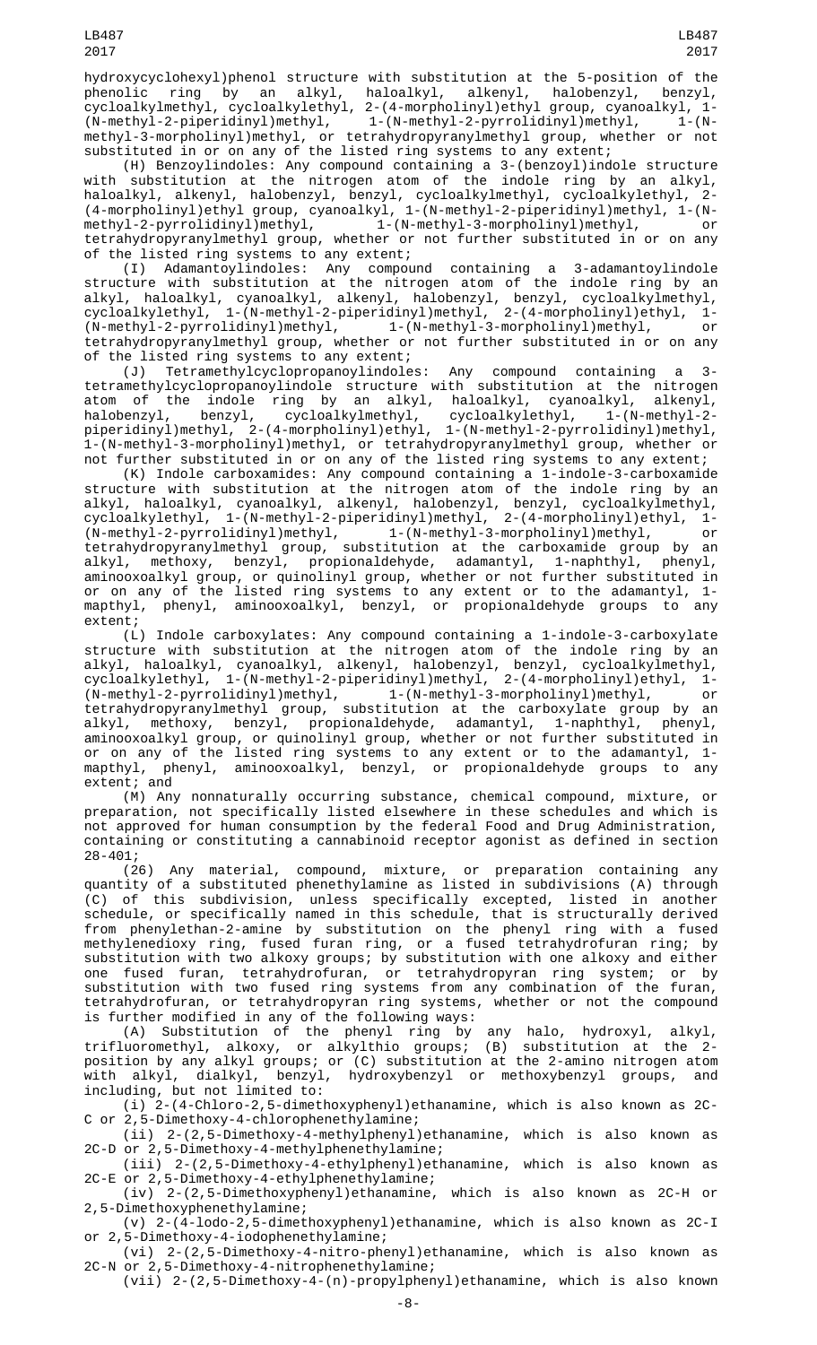hydroxycyclohexyl)phenol structure with substitution at the 5-position of the phenolic ring by an alkyl, haloalkyl, alkenyl, halobenzyl, benzyl, cycloalkylmethyl, cycloalkylethyl, 2-(4-morpholinyl)ethyl group, cyanoalkyl, 1-(N-methyl-2-piperidinyl)methyl, 1-(N-methyl-2-pyrrolidinyl)methyl, 1-(N-methyl-3-morpholinyl)methyl, or tetrahydropyranylmethyl group, whether or not substituted in or on any of the listed ring systems to any extent;

(H) Benzoylindoles: Any compound containing a 3-(benzoyl)indole structure with substitution at the nitrogen atom of the indole ring by an alkyl, haloalkyl, alkenyl, halobenzyl, benzyl, cycloalkylmethyl, cycloalkylethyl, 2-(4-morpholinyl)ethyl group, cyanoalkyl, 1-(N-methyl-2-piperidinyl)methyl, 1-(N-methyl-2-pyrrolidinyl)methyl, 1-(N-methyl-3-morpholinyl)methyl, or tetrahydropyranylmethyl group, whether or not further substituted in or on any of the listed ring systems to any extent;

(I) Adamantoylindoles: Any compound containing a 3-adamantoylindole structure with substitution at the nitrogen atom of the indole ring by an alkyl, haloalkyl, cyanoalkyl, alkenyl, halobenzyl, benzyl, cycloalkylmethyl, cycloalkylethyl, 1-(N-methyl-2-piperidinyl)methyl, 2-(4-morpholinyl)ethyl, 1-(N-methyl-2-pyrrolidinyl)methyl, 1-(N-methyl-3-morpholinyl)methyl, or tetrahydropyranylmethyl group, whether or not further substituted in or on any of the listed ring systems to any extent;

(J) Tetramethylcyclopropanoylindoles: Any compound containing a 3-tetramethylcyclopropanoylindole structure with substitution at the nitrogen atom of the indole ring by an alkyl, haloalkyl, cyanoalkyl, alkenyl, halobenzyl, benzyl, cycloalkylmethyl, cycloalkylethyl, 1-(N-methyl-2-piperidinyl)methyl, 2-(4-morpholinyl)ethyl, 1-(N-methyl-2-pyrrolidinyl)methyl, 1-(N-methyl-3-morpholinyl)methyl, or tetrahydropyranylmethyl group, whether or not further substituted in or on any of the listed ring systems to any extent;

(K) Indole carboxamides: Any compound containing a 1-indole-3-carboxamide structure with substitution at the nitrogen atom of the indole ring by an alkyl, haloalkyl, cyanoalkyl, alkenyl, halobenzyl, benzyl, cycloalkylmethyl, cycloalkylethyl, 1-(N-methyl-2-piperidinyl)methyl, 2-(4-morpholinyl)ethyl, 1-(N-methyl-2-pyrrolidinyl)methyl, 1-(N-methyl-3-morpholinyl)methyl, or tetrahydropyranylmethyl group, substitution at the carboxamide group by an alkyl, methoxy, benzyl, propionaldehyde, adamantyl, 1-naphthyl, phenyl, aminooxoalkyl group, or quinolinyl group, whether or not further substituted in or on any of the listed ring systems to any extent or to the adamantyl, 1-mapthyl, phenyl, aminooxoalkyl, benzyl, or propionaldehyde groups to any extent;

(L) Indole carboxylates: Any compound containing a 1-indole-3-carboxylate structure with substitution at the nitrogen atom of the indole ring by an alkyl, haloalkyl, cyanoalkyl, alkenyl, halobenzyl, benzyl, cycloalkylmethyl, cycloalkylethyl, 1-(N-methyl-2-piperidinyl)methyl, 2-(4-morpholinyl)ethyl, 1-(N-methyl-2-pyrrolidinyl)methyl, 1-(N-methyl-3-morpholinyl)methyl, or tetrahydropyranylmethyl group, substitution at the carboxylate group by an alkyl, methoxy, benzyl, propionaldehyde, adamantyl, 1-naphthyl, phenyl, aminooxoalkyl group, or quinolinyl group, whether or not further substituted in or on any of the listed ring systems to any extent or to the adamantyl, 1-mapthyl, phenyl, aminooxoalkyl, benzyl, or propionaldehyde groups to any extent; and

(M) Any nonnaturally occurring substance, chemical compound, mixture, or preparation, not specifically listed elsewhere in these schedules and which is not approved for human consumption by the federal Food and Drug Administration, containing or constituting a cannabinoid receptor agonist as defined in section 28-401;

(26) Any material, compound, mixture, or preparation containing any quantity of a substituted phenethylamine as listed in subdivisions (A) through (C) of this subdivision, unless specifically excepted, listed in another schedule, or specifically named in this schedule, that is structurally derived from phenylethan-2-amine by substitution on the phenyl ring with a fused methylenedioxy ring, fused furan ring, or a fused tetrahydrofuran ring; by substitution with two alkoxy groups; by substitution with one alkoxy and either one fused furan, tetrahydrofuran, or tetrahydropyran ring system; or by substitution with two fused ring systems from any combination of the furan, tetrahydrofuran, or tetrahydropyran ring systems, whether or not the compound is further modified in any of the following ways:

(A) Substitution of the phenyl ring by any halo, hydroxyl, alkyl, trifluoromethyl, alkoxy, or alkylthio groups; (B) substitution at the 2-position by any alkyl groups; or (C) substitution at the 2-amino nitrogen atom with alkyl, dialkyl, benzyl, hydroxybenzyl or methoxybenzyl groups, and including, but not limited to:

(i) 2-(4-Chloro-2,5-dimethoxyphenyl)ethanamine, which is also known as 2C-C or 2,5-Dimethoxy-4-chlorophenethylamine;

(ii) 2-(2,5-Dimethoxy-4-methylphenyl)ethanamine, which is also known as 2C-D or 2,5-Dimethoxy-4-methylphenethylamine;

(iii) 2-(2,5-Dimethoxy-4-ethylphenyl)ethanamine, which is also known as 2C-E or 2,5-Dimethoxy-4-ethylphenethylamine;

(iv) 2-(2,5-Dimethoxyphenyl)ethanamine, which is also known as 2C-H or 2,5-Dimethoxyphenethylamine;

(v) 2-(4-lodo-2,5-dimethoxyphenyl)ethanamine, which is also known as 2C-I or 2,5-Dimethoxy-4-iodophenethylamine;

(vi) 2-(2,5-Dimethoxy-4-nitro-phenyl)ethanamine, which is also known as 2C-N or 2,5-Dimethoxy-4-nitrophenethylamine;

(vii) 2-(2,5-Dimethoxy-4-(n)-propylphenyl)ethanamine, which is also known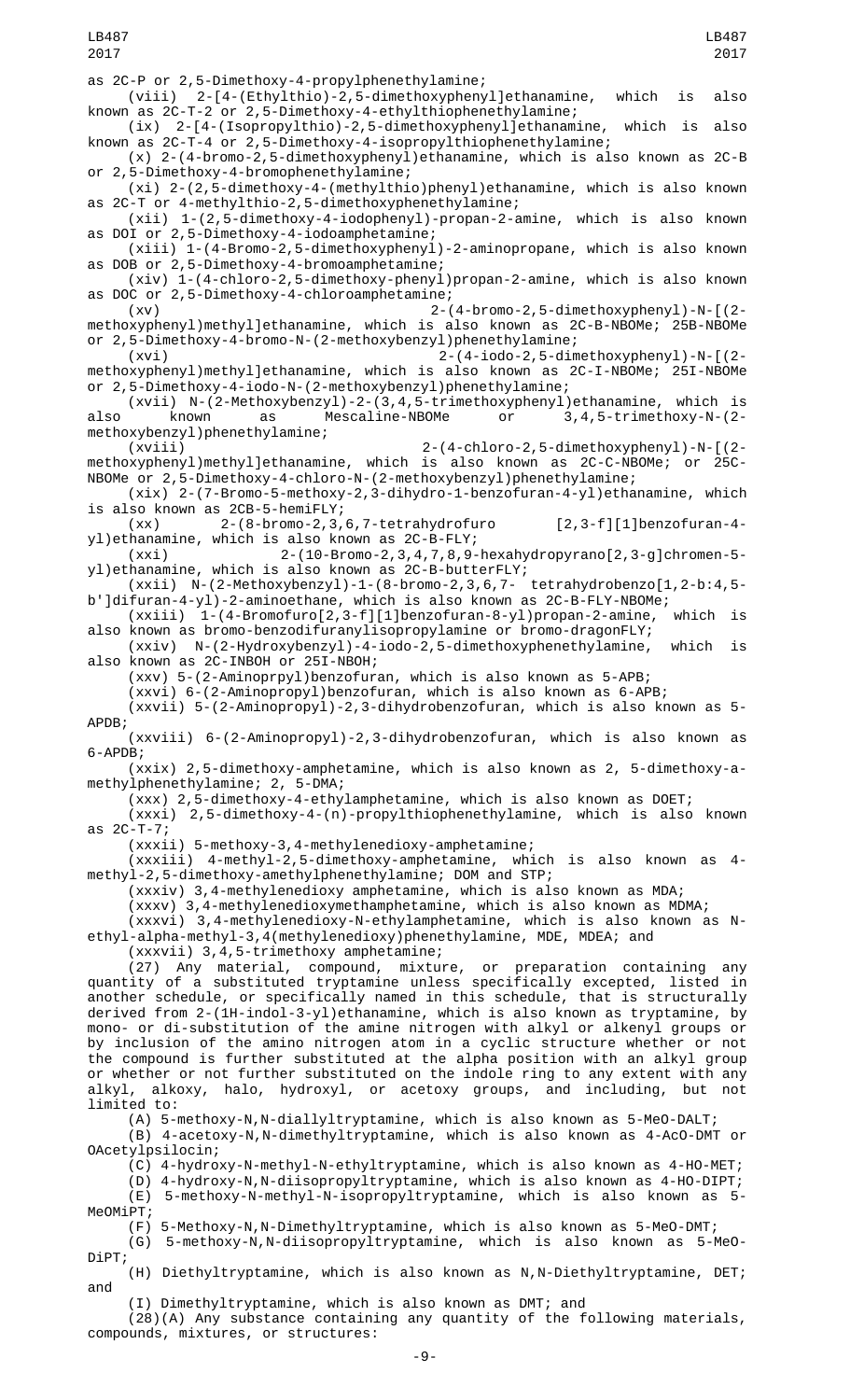as 2C-P or 2,5-Dimethoxy-4-propylphenethylamine;

(viii) 2-[4-(Ethylthio)-2,5-dimethoxyphenyl]ethanamine, which is also known as 2C-T-2 or 2,5-Dimethoxy-4-ethylthiophenethylamine;

(ix) 2-[4-(Isopropylthio)-2,5-dimethoxyphenyl]ethanamine, which is also known as 2C-T-4 or 2,5-Dimethoxy-4-isopropylthiophenethylamine;

(x) 2-(4-bromo-2,5-dimethoxyphenyl)ethanamine, which is also known as 2C-B or 2,5-Dimethoxy-4-bromophenethylamine;

(xi) 2-(2,5-dimethoxy-4-(methylthio)phenyl)ethanamine, which is also known as 2C-T or 4-methylthio-2,5-dimethoxyphenethylamine;

(xii) 1-(2,5-dimethoxy-4-iodophenyl)-propan-2-amine, which is also known as DOI or 2,5-Dimethoxy-4-iodoamphetamine;

(xiii) 1-(4-Bromo-2,5-dimethoxyphenyl)-2-aminopropane, which is also known as DOB or 2,5-Dimethoxy-4-bromoamphetamine;

(xiv) 1-(4-chloro-2,5-dimethoxy-phenyl)propan-2-amine, which is also known as DOC or 2,5-Dimethoxy-4-chloroamphetamine;

(xv) 2-(4-bromo-2,5-dimethoxyphenyl)-N-[(2-methoxyphenyl)methyl]ethanamine, which is also known as 2C-B-NBOMe; 25B-NBOMe or 2,5-Dimethoxy-4-bromo-N-(2-methoxybenzyl)phenethylamine;

(xvi) 2-(4-iodo-2,5-dimethoxyphenyl)-N-[(2-methoxyphenyl)methyl]ethanamine, which is also known as 2C-I-NBOMe; 25I-NBOMe or 2,5-Dimethoxy-4-iodo-N-(2-methoxybenzyl)phenethylamine;

(xvii) N-(2-Methoxybenzyl)-2-(3,4,5-trimethoxyphenyl)ethanamine, which is also known as Mescaline-NBOMe or 3,4,5-trimethoxy-N-(2-methoxybenzyl)phenethylamine;

(xviii) 2-(4-chloro-2,5-dimethoxyphenyl)-N-[(2-methoxyphenyl)methyl]ethanamine, which is also known as 2C-C-NBOMe; or 25C-NBOMe or 2,5-Dimethoxy-4-chloro-N-(2-methoxybenzyl)phenethylamine;

(xix) 2-(7-Bromo-5-methoxy-2,3-dihydro-1-benzofuran-4-yl)ethanamine, which is also known as 2CB-5-hemiFLY;

(xx) 2-(8-bromo-2,3,6,7-tetrahydrofuro [2,3-f][1]benzofuran-4-yl)ethanamine, which is also known as 2C-B-FLY;

(xxi) 2-(10-Bromo-2,3,4,7,8,9-hexahydropyrano[2,3-g]chromen-5-yl)ethanamine, which is also known as 2C-B-butterFLY;

(xxii) N-(2-Methoxybenzyl)-1-(8-bromo-2,3,6,7- tetrahydrobenzo[1,2-b:4,5-b']difuran-4-yl)-2-aminoethane, which is also known as 2C-B-FLY-NBOMe;

(xxiii) 1-(4-Bromofuro[2,3-f][1]benzofuran-8-yl)propan-2-amine, which is also known as bromo-benzodifuranylisopropylamine or bromo-dragonFLY;

(xxiv) N-(2-Hydroxybenzyl)-4-iodo-2,5-dimethoxyphenethylamine, which is also known as 2C-INBOH or 25I-NBOH;

(xxv) 5-(2-Aminoprpyl)benzofuran, which is also known as 5-APB;

(xxvi) 6-(2-Aminopropyl)benzofuran, which is also known as 6-APB;

(xxvii) 5-(2-Aminopropyl)-2,3-dihydrobenzofuran, which is also known as 5-APDB;

(xxviii) 6-(2-Aminopropyl)-2,3-dihydrobenzofuran, which is also known as 6-APDB;

(xxix) 2,5-dimethoxy-amphetamine, which is also known as 2, 5-dimethoxy-a-methylphenethylamine; 2, 5-DMA;

(xxx) 2,5-dimethoxy-4-ethylamphetamine, which is also known as DOET;

(xxxi) 2,5-dimethoxy-4-(n)-propylthiophenethylamine, which is also known as 2C-T-7;

(xxxii) 5-methoxy-3,4-methylenedioxy-amphetamine;

(xxxiii) 4-methyl-2,5-dimethoxy-amphetamine, which is also known as 4-methyl-2,5-dimethoxy-amethylphenethylamine; DOM and STP;

(xxxiv) 3,4-methylenedioxy amphetamine, which is also known as MDA;

(xxxv) 3,4-methylenedioxymethamphetamine, which is also known as MDMA;

(xxxvi) 3,4-methylenedioxy-N-ethylamphetamine, which is also known as N-ethyl-alpha-methyl-3,4(methylenedioxy)phenethylamine, MDE, MDEA; and

(xxxvii) 3,4,5-trimethoxy amphetamine;

(27) Any material, compound, mixture, or preparation containing any quantity of a substituted tryptamine unless specifically excepted, listed in another schedule, or specifically named in this schedule, that is structurally derived from 2-(1H-indol-3-yl)ethanamine, which is also known as tryptamine, by mono- or di-substitution of the amine nitrogen with alkyl or alkenyl groups or by inclusion of the amino nitrogen atom in a cyclic structure whether or not the compound is further substituted at the alpha position with an alkyl group or whether or not further substituted on the indole ring to any extent with any alkyl, alkoxy, halo, hydroxyl, or acetoxy groups, and including, but not limited to:

(A) 5-methoxy-N,N-diallyltryptamine, which is also known as 5-MeO-DALT;

(B) 4-acetoxy-N,N-dimethyltryptamine, which is also known as 4-AcO-DMT or OAcetylpsilocin;

(C) 4-hydroxy-N-methyl-N-ethyltryptamine, which is also known as 4-HO-MET;

(D) 4-hydroxy-N,N-diisopropyltryptamine, which is also known as 4-HO-DIPT;

(E) 5-methoxy-N-methyl-N-isopropyltryptamine, which is also known as 5-MeOMiPT;

(F) 5-Methoxy-N,N-Dimethyltryptamine, which is also known as 5-MeO-DMT;

(G) 5-methoxy-N,N-diisopropyltryptamine, which is also known as 5-MeO-DiPT;

(H) Diethyltryptamine, which is also known as N,N-Diethyltryptamine, DET; and

(I) Dimethyltryptamine, which is also known as DMT; and

(28)(A) Any substance containing any quantity of the following materials, compounds, mixtures, or structures: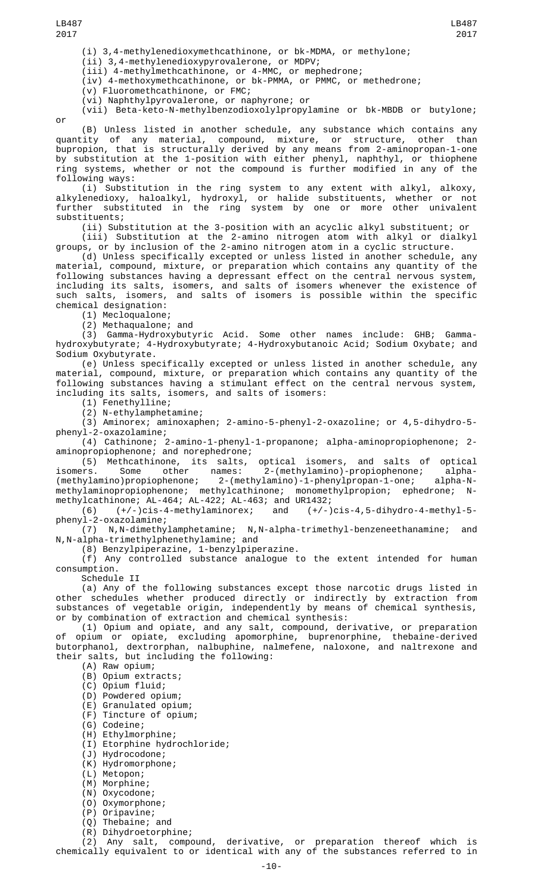(i) 3,4-methylenedioxymethcathinone, or bk-MDMA, or methylone;

(ii) 3,4-methylenedioxypyrovalerone, or MDPV;

(iii) 4-methylmethcathinone, or 4-MMC, or mephedrone;

(iv) 4-methoxymethcathinone, or bk-PMMA, or PMMC, or methedrone;

(v) Fluoromethcathinone, or FMC;

(vi) Naphthylpyrovalerone, or naphyrone; or

(vii) Beta-keto-N-methylbenzodioxolylpropylamine or bk-MBDB or butylone; or

(B) Unless listed in another schedule, any substance which contains any quantity of any material, compound, mixture, or structure, other than bupropion, that is structurally derived by any means from 2-aminopropan-1-one by substitution at the 1-position with either phenyl, naphthyl, or thiophene ring systems, whether or not the compound is further modified in any of the following ways:

(i) Substitution in the ring system to any extent with alkyl, alkoxy, alkylenedioxy, haloalkyl, hydroxyl, or halide substituents, whether or not further substituted in the ring system by one or more other univalent substituents;

(ii) Substitution at the 3-position with an acyclic alkyl substituent; or

(iii) Substitution at the 2-amino nitrogen atom with alkyl or dialkyl groups, or by inclusion of the 2-amino nitrogen atom in a cyclic structure.

(d) Unless specifically excepted or unless listed in another schedule, any material, compound, mixture, or preparation which contains any quantity of the following substances having a depressant effect on the central nervous system, including its salts, isomers, and salts of isomers whenever the existence of such salts, isomers, and salts of isomers is possible within the specific chemical designation:

(1) Mecloqualone;

(2) Methaqualone; and

(3) Gamma-Hydroxybutyric Acid. Some other names include: GHB; Gamma-hydroxybutyrate; 4-Hydroxybutyrate; 4-Hydroxybutanoic Acid; Sodium Oxybate; and Sodium Oxybutyrate.

(e) Unless specifically excepted or unless listed in another schedule, any material, compound, mixture, or preparation which contains any quantity of the following substances having a stimulant effect on the central nervous system, including its salts, isomers, and salts of isomers:

(1) Fenethylline;

(2) N-ethylamphetamine;

(3) Aminorex; aminoxaphen; 2-amino-5-phenyl-2-oxazoline; or 4,5-dihydro-5-phenyl-2-oxazolamine;

(4) Cathinone; 2-amino-1-phenyl-1-propanone; alpha-aminopropiophenone; 2-aminopropiophenone; and norephedrone;

(5) Methcathinone, its salts, optical isomers, and salts of optical isomers. Some other names: 2-(methylamino)-propiophenone; alpha-(methylamino)propiophenone; 2-(methylamino)-1-phenylpropan-1-one; alpha-N-methylaminopropiophenone; methylcathinone; monomethylpropion; ephedrone; N-methylcathinone; AL-464; AL-422; AL-463; and UR1432;

(6) (+/-)cis-4-methylaminorex; and (+/-)cis-4,5-dihydro-4-methyl-5-phenyl-2-oxazolamine;

(7) N,N-dimethylamphetamine; N,N-alpha-trimethyl-benzeneethanamine; and N,N-alpha-trimethylphenethylamine; and

(8) Benzylpiperazine, 1-benzylpiperazine.

(f) Any controlled substance analogue to the extent intended for human consumption.

Schedule II

(a) Any of the following substances except those narcotic drugs listed in other schedules whether produced directly or indirectly by extraction from substances of vegetable origin, independently by means of chemical synthesis, or by combination of extraction and chemical synthesis:

(1) Opium and opiate, and any salt, compound, derivative, or preparation of opium or opiate, excluding apomorphine, buprenorphine, thebaine-derived butorphanol, dextrorphan, nalbuphine, nalmefene, naloxone, and naltrexone and their salts, but including the following:

(A) Raw opium;

(B) Opium extracts;

(C) Opium fluid;

(D) Powdered opium;

(E) Granulated opium;

(F) Tincture of opium;

(G) Codeine;

(H) Ethylmorphine;

(I) Etorphine hydrochloride;

(J) Hydrocodone;

(K) Hydromorphone;

(L) Metopon;

(M) Morphine;

(N) Oxycodone;

(O) Oxymorphone;

(P) Oripavine;

(Q) Thebaine; and

(R) Dihydroetorphine;

(2) Any salt, compound, derivative, or preparation thereof which is chemically equivalent to or identical with any of the substances referred to in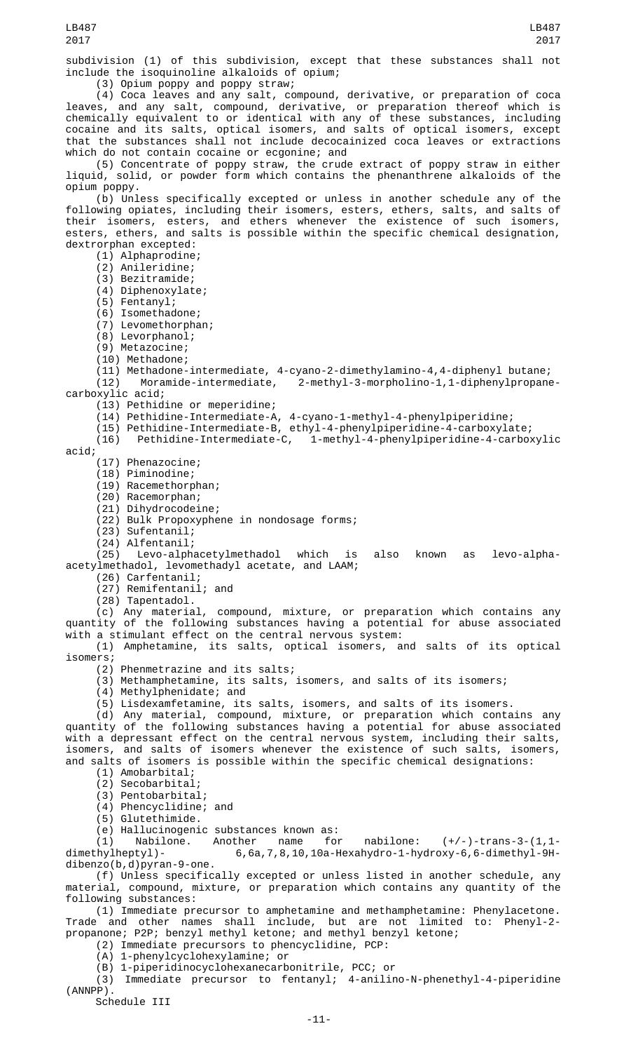subdivision (1) of this subdivision, except that these substances shall not include the isoquinoline alkaloids of opium;

(3) Opium poppy and poppy straw;

(4) Coca leaves and any salt, compound, derivative, or preparation of coca leaves, and any salt, compound, derivative, or preparation thereof which is chemically equivalent to or identical with any of these substances, including cocaine and its salts, optical isomers, and salts of optical isomers, except that the substances shall not include decocainized coca leaves or extractions which do not contain cocaine or ecgonine; and

(5) Concentrate of poppy straw, the crude extract of poppy straw in either liquid, solid, or powder form which contains the phenanthrene alkaloids of the opium poppy.

(b) Unless specifically excepted or unless in another schedule any of the following opiates, including their isomers, esters, ethers, salts, and salts of their isomers, esters, and ethers whenever the existence of such isomers, esters, ethers, and salts is possible within the specific chemical designation, dextrorphan excepted:

(1) Alphaprodine;

(2) Anileridine;

(3) Bezitramide;

(4) Diphenoxylate;

(5) Fentanyl;

(6) Isomethadone;

(7) Levomethorphan;

(8) Levorphanol;

(9) Metazocine;

(10) Methadone;

(11) Methadone-intermediate, 4-cyano-2-dimethylamino-4,4-diphenyl butane;

(12) Moramide-intermediate, 2-methyl-3-morpholino-1,1-diphenylpropane-carboxylic acid;

(13) Pethidine or meperidine;

(14) Pethidine-Intermediate-A, 4-cyano-1-methyl-4-phenylpiperidine;

(15) Pethidine-Intermediate-B, ethyl-4-phenylpiperidine-4-carboxylate;

(16) Pethidine-Intermediate-C, 1-methyl-4-phenylpiperidine-4-carboxylic acid;

(17) Phenazocine;

(18) Piminodine;

(19) Racemethorphan;

(20) Racemorphan;

(21) Dihydrocodeine;

(22) Bulk Propoxyphene in nondosage forms;

(23) Sufentanil;

(24) Alfentanil;

(25) Levo-alphacetylmethadol which is also known as levo-alpha-acetylmethadol, levomethadyl acetate, and LAAM;

(26) Carfentanil;

(27) Remifentanil; and

(28) Tapentadol.

(c) Any material, compound, mixture, or preparation which contains any quantity of the following substances having a potential for abuse associated with a stimulant effect on the central nervous system:

(1) Amphetamine, its salts, optical isomers, and salts of its optical isomers;

(2) Phenmetrazine and its salts;

(3) Methamphetamine, its salts, isomers, and salts of its isomers;

(4) Methylphenidate; and

(5) Lisdexamfetamine, its salts, isomers, and salts of its isomers.

(d) Any material, compound, mixture, or preparation which contains any quantity of the following substances having a potential for abuse associated with a depressant effect on the central nervous system, including their salts, isomers, and salts of isomers whenever the existence of such salts, isomers, and salts of isomers is possible within the specific chemical designations:

(1) Amobarbital;

(2) Secobarbital;

(3) Pentobarbital;

(4) Phencyclidine; and

(5) Glutethimide.

(e) Hallucinogenic substances known as:

(1) Nabilone. Another name for nabilone: (+/-)-trans-3-(1,1-dimethylheptyl)- 6,6a,7,8,10,10a-Hexahydro-1-hydroxy-6,6-dimethyl-9H-dibenzo(b,d)pyran-9-one.

(f) Unless specifically excepted or unless listed in another schedule, any material, compound, mixture, or preparation which contains any quantity of the following substances:

(1) Immediate precursor to amphetamine and methamphetamine: Phenylacetone. Trade and other names shall include, but are not limited to: Phenyl-2-propanone; P2P; benzyl methyl ketone; and methyl benzyl ketone;

(2) Immediate precursors to phencyclidine, PCP:

(A) 1-phenylcyclohexylamine; or

(B) 1-piperidinocyclohexanecarbonitrile, PCC; or

(3) Immediate precursor to fentanyl; 4-anilino-N-phenethyl-4-piperidine (ANNPP).

Schedule III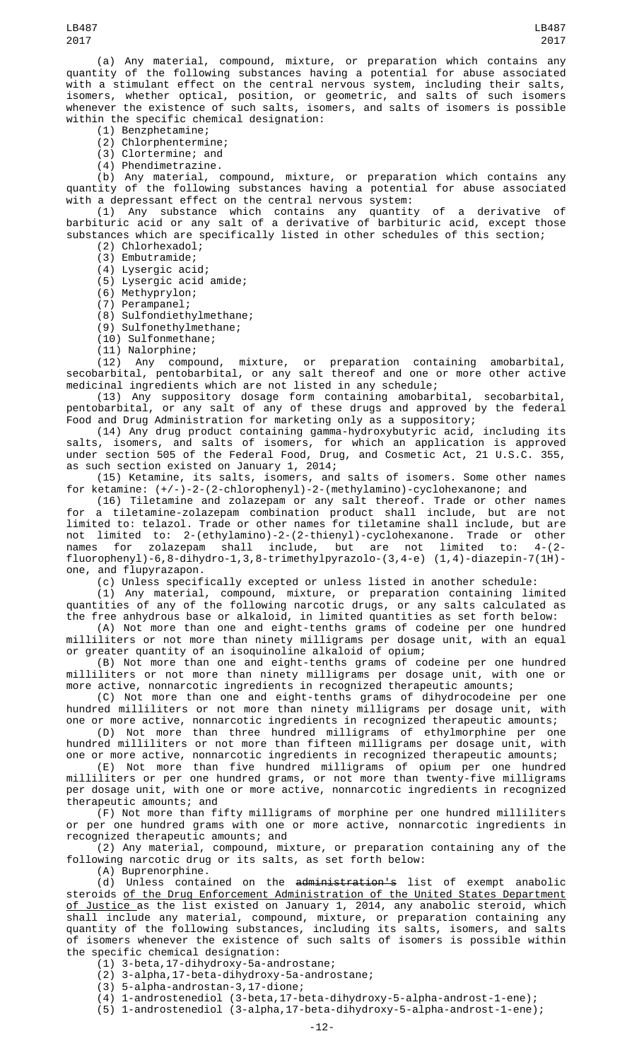(a) Any material, compound, mixture, or preparation which contains any quantity of the following substances having a potential for abuse associated with a stimulant effect on the central nervous system, including their salts, isomers, whether optical, position, or geometric, and salts of such isomers whenever the existence of such salts, isomers, and salts of isomers is possible within the specific chemical designation:

(1) Benzphetamine;

(2) Chlorphentermine;

(3) Clortermine; and

(4) Phendimetrazine.

(b) Any material, compound, mixture, or preparation which contains any quantity of the following substances having a potential for abuse associated with a depressant effect on the central nervous system:

(1) Any substance which contains any quantity of a derivative of barbituric acid or any salt of a derivative of barbituric acid, except those substances which are specifically listed in other schedules of this section;

(2) Chlorhexadol;

(3) Embutramide;

(4) Lysergic acid;

(5) Lysergic acid amide;

(6) Methyprylon;

(7) Perampanel;

(8) Sulfondiethylmethane;

(9) Sulfonethylmethane;

(10) Sulfonmethane;

(11) Nalorphine;

(12) Any compound, mixture, or preparation containing amobarbital, secobarbital, pentobarbital, or any salt thereof and one or more other active medicinal ingredients which are not listed in any schedule;

(13) Any suppository dosage form containing amobarbital, secobarbital, pentobarbital, or any salt of any of these drugs and approved by the federal Food and Drug Administration for marketing only as a suppository;

(14) Any drug product containing gamma-hydroxybutyric acid, including its salts, isomers, and salts of isomers, for which an application is approved under section 505 of the Federal Food, Drug, and Cosmetic Act, 21 U.S.C. 355, as such section existed on January 1, 2014;

(15) Ketamine, its salts, isomers, and salts of isomers. Some other names for ketamine: (+/-)-2-(2-chlorophenyl)-2-(methylamino)-cyclohexanone; and

(16) Tiletamine and zolazepam or any salt thereof. Trade or other names for a tiletamine-zolazepam combination product shall include, but are not limited to: telazol. Trade or other names for tiletamine shall include, but are not limited to: 2-(ethylamino)-2-(2-thienyl)-cyclohexanone. Trade or other names for zolazepam shall include, but are not limited to: 4-(2-fluorophenyl)-6,8-dihydro-1,3,8-trimethylpyrazolo-(3,4-e) (1,4)-diazepin-7(1H)-one, and flupyrazapon.

(c) Unless specifically excepted or unless listed in another schedule:

(1) Any material, compound, mixture, or preparation containing limited quantities of any of the following narcotic drugs, or any salts calculated as the free anhydrous base or alkaloid, in limited quantities as set forth below:

(A) Not more than one and eight-tenths grams of codeine per one hundred milliliters or not more than ninety milligrams per dosage unit, with an equal or greater quantity of an isoquinoline alkaloid of opium;

(B) Not more than one and eight-tenths grams of codeine per one hundred milliliters or not more than ninety milligrams per dosage unit, with one or more active, nonnarcotic ingredients in recognized therapeutic amounts;

(C) Not more than one and eight-tenths grams of dihydrocodeine per one hundred milliliters or not more than ninety milligrams per dosage unit, with one or more active, nonnarcotic ingredients in recognized therapeutic amounts;

(D) Not more than three hundred milligrams of ethylmorphine per one hundred milliliters or not more than fifteen milligrams per dosage unit, with one or more active, nonnarcotic ingredients in recognized therapeutic amounts;

(E) Not more than five hundred milligrams of opium per one hundred milliliters or per one hundred grams, or not more than twenty-five milligrams per dosage unit, with one or more active, nonnarcotic ingredients in recognized therapeutic amounts; and

(F) Not more than fifty milligrams of morphine per one hundred milliliters or per one hundred grams with one or more active, nonnarcotic ingredients in recognized therapeutic amounts; and

(2) Any material, compound, mixture, or preparation containing any of the following narcotic drug or its salts, as set forth below:

(A) Buprenorphine.

(d) Unless contained on the ~~administration's~~ list of exempt anabolic steroids of the Drug Enforcement Administration of the United States Department of Justice as the list existed on January 1, 2014, any anabolic steroid, which shall include any material, compound, mixture, or preparation containing any quantity of the following substances, including its salts, isomers, and salts of isomers whenever the existence of such salts of isomers is possible within the specific chemical designation:

(1) 3-beta,17-dihydroxy-5a-androstane;

(2) 3-alpha,17-beta-dihydroxy-5a-androstane;

(3) 5-alpha-androstan-3,17-dione;

(4) 1-androstenediol (3-beta,17-beta-dihydroxy-5-alpha-androst-1-ene);

(5) 1-androstenediol (3-alpha,17-beta-dihydroxy-5-alpha-androst-1-ene);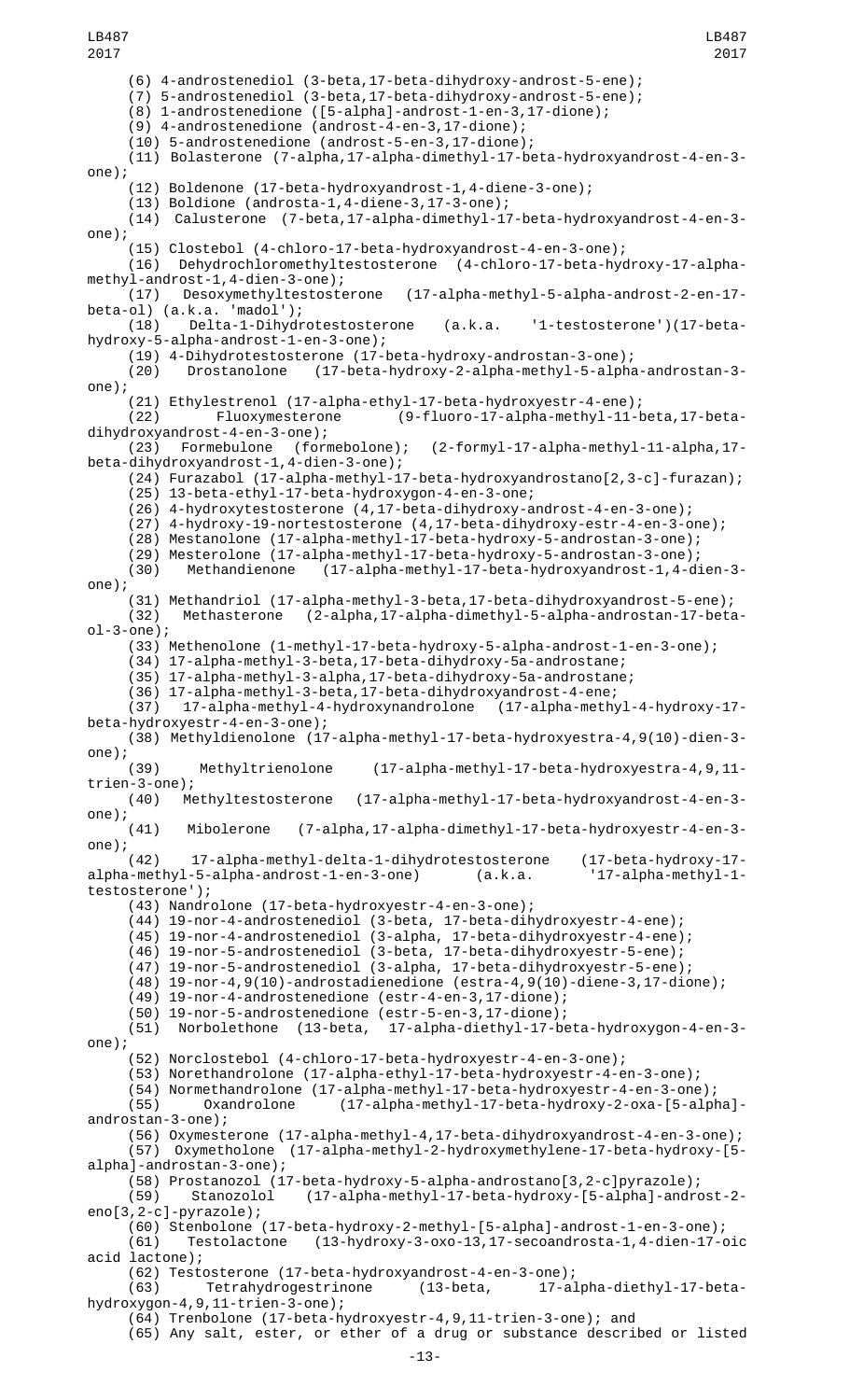(6) 4-androstenediol (3-beta,17-beta-dihydroxy-androst-5-ene);

(7) 5-androstenediol (3-beta,17-beta-dihydroxy-androst-5-ene);

(8) 1-androstenedione ([5-alpha]-androst-1-en-3,17-dione);

(9) 4-androstenedione (androst-4-en-3,17-dione);

(10) 5-androstenedione (androst-5-en-3,17-dione);

(11) Bolasterone (7-alpha,17-alpha-dimethyl-17-beta-hydroxyandrost-4-en-3-one);

(12) Boldenone (17-beta-hydroxyandrost-1,4-diene-3-one);

(13) Boldione (androsta-1,4-diene-3,17-3-one);

(14) Calusterone (7-beta,17-alpha-dimethyl-17-beta-hydroxyandrost-4-en-3-one);

(15) Clostebol (4-chloro-17-beta-hydroxyandrost-4-en-3-one);

(16) Dehydrochloromethyltestosterone (4-chloro-17-beta-hydroxy-17-alpha-methyl-androst-1,4-dien-3-one);

(17) Desoxymethyltestosterone (17-alpha-methyl-5-alpha-androst-2-en-17-beta-ol) (a.k.a. 'madol');

(18) Delta-1-Dihydrotestosterone (a.k.a. '1-testosterone')(17-beta-hydroxy-5-alpha-androst-1-en-3-one);

(19) 4-Dihydrotestosterone (17-beta-hydroxy-androstan-3-one);

(20) Drostanolone (17-beta-hydroxy-2-alpha-methyl-5-alpha-androstan-3-one);

(21) Ethylestrenol (17-alpha-ethyl-17-beta-hydroxyestr-4-ene);

(22) Fluoxymesterone (9-fluoro-17-alpha-methyl-11-beta,17-beta-dihydroxyandrost-4-en-3-one);

(23) Formebulone (formebolone); (2-formyl-17-alpha-methyl-11-alpha,17-beta-dihydroxyandrost-1,4-dien-3-one);

(24) Furazabol (17-alpha-methyl-17-beta-hydroxyandrostano[2,3-c]-furazan);

(25) 13-beta-ethyl-17-beta-hydroxygon-4-en-3-one;

(26) 4-hydroxytestosterone (4,17-beta-dihydroxy-androst-4-en-3-one);

(27) 4-hydroxy-19-nortestosterone (4,17-beta-dihydroxy-estr-4-en-3-one);

(28) Mestanolone (17-alpha-methyl-17-beta-hydroxy-5-androstan-3-one);

(29) Mesterolone (17-alpha-methyl-17-beta-hydroxy-5-androstan-3-one);

(30) Methandienone (17-alpha-methyl-17-beta-hydroxyandrost-1,4-dien-3-one);

(31) Methandriol (17-alpha-methyl-3-beta,17-beta-dihydroxyandrost-5-ene);

(32) Methasterone (2-alpha,17-alpha-dimethyl-5-alpha-androstan-17-beta-ol-3-one);

(33) Methenolone (1-methyl-17-beta-hydroxy-5-alpha-androst-1-en-3-one);

(34) 17-alpha-methyl-3-beta,17-beta-dihydroxy-5a-androstane;

(35) 17-alpha-methyl-3-alpha,17-beta-dihydroxy-5a-androstane;

(36) 17-alpha-methyl-3-beta,17-beta-dihydroxyandrost-4-ene;

(37) 17-alpha-methyl-4-hydroxynandrolone (17-alpha-methyl-4-hydroxy-17-beta-hydroxyestr-4-en-3-one);

(38) Methyldienolone (17-alpha-methyl-17-beta-hydroxyestra-4,9(10)-dien-3-one);

(39) Methyltrienolone (17-alpha-methyl-17-beta-hydroxyestra-4,9,11-trien-3-one);

(40) Methyltestosterone (17-alpha-methyl-17-beta-hydroxyandrost-4-en-3-one);

(41) Mibolerone (7-alpha,17-alpha-dimethyl-17-beta-hydroxyestr-4-en-3-one);

(42) 17-alpha-methyl-delta-1-dihydrotestosterone (17-beta-hydroxy-17-alpha-methyl-5-alpha-androst-1-en-3-one) (a.k.a. '17-alpha-methyl-1-testosterone');

(43) Nandrolone (17-beta-hydroxyestr-4-en-3-one);

(44) 19-nor-4-androstenediol (3-beta, 17-beta-dihydroxyestr-4-ene);

(45) 19-nor-4-androstenediol (3-alpha, 17-beta-dihydroxyestr-4-ene);

(46) 19-nor-5-androstenediol (3-beta, 17-beta-dihydroxyestr-5-ene);

(47) 19-nor-5-androstenediol (3-alpha, 17-beta-dihydroxyestr-5-ene);

(48) 19-nor-4,9(10)-androstadienedione (estra-4,9(10)-diene-3,17-dione);

(49) 19-nor-4-androstenedione (estr-4-en-3,17-dione);

(50) 19-nor-5-androstenedione (estr-5-en-3,17-dione);

(51) Norbolethone (13-beta, 17-alpha-diethyl-17-beta-hydroxygon-4-en-3-one);

(52) Norclostebol (4-chloro-17-beta-hydroxyestr-4-en-3-one);

(53) Norethandrolone (17-alpha-ethyl-17-beta-hydroxyestr-4-en-3-one);

(54) Normethandrolone (17-alpha-methyl-17-beta-hydroxyestr-4-en-3-one);

(55) Oxandrolone (17-alpha-methyl-17-beta-hydroxy-2-oxa-[5-alpha]-androstan-3-one);

(56) Oxymesterone (17-alpha-methyl-4,17-beta-dihydroxyandrost-4-en-3-one);

(57) Oxymetholone (17-alpha-methyl-2-hydroxymethylene-17-beta-hydroxy-[5-alpha]-androstan-3-one);

(58) Prostanozol (17-beta-hydroxy-5-alpha-androstano[3,2-c]pyrazole);

(59) Stanozolol (17-alpha-methyl-17-beta-hydroxy-[5-alpha]-androst-2-eno[3,2-c]-pyrazole);

(60) Stenbolone (17-beta-hydroxy-2-methyl-[5-alpha]-androst-1-en-3-one);

(61) Testolactone (13-hydroxy-3-oxo-13,17-secoandrosta-1,4-dien-17-oic acid lactone);

(62) Testosterone (17-beta-hydroxyandrost-4-en-3-one);

(63) Tetrahydrogestrinone (13-beta, 17-alpha-diethyl-17-beta-hydroxygon-4,9,11-trien-3-one);

(64) Trenbolone (17-beta-hydroxyestr-4,9,11-trien-3-one); and

(65) Any salt, ester, or ether of a drug or substance described or listed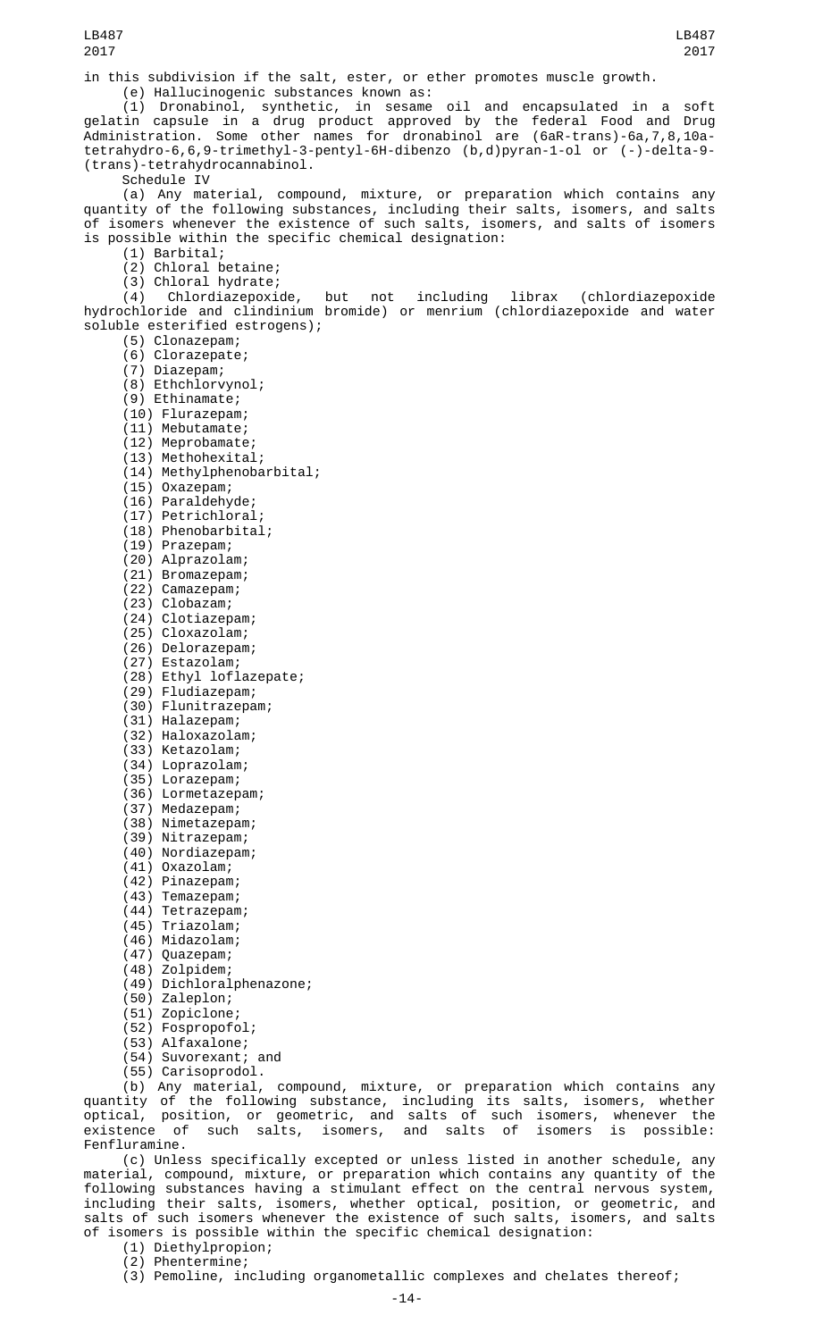in this subdivision if the salt, ester, or ether promotes muscle growth.

(e) Hallucinogenic substances known as:

(1) Dronabinol, synthetic, in sesame oil and encapsulated in a soft gelatin capsule in a drug product approved by the federal Food and Drug Administration. Some other names for dronabinol are (6aR-trans)-6a,7,8,10a-tetrahydro-6,6,9-trimethyl-3-pentyl-6H-dibenzo (b,d)pyran-1-ol or (-)-delta-9-(trans)-tetrahydrocannabinol.

Schedule IV

(a) Any material, compound, mixture, or preparation which contains any quantity of the following substances, including their salts, isomers, and salts of isomers whenever the existence of such salts, isomers, and salts of isomers is possible within the specific chemical designation:

(1) Barbital;
(2) Chloral betaine;
(3) Chloral hydrate;
(4) Chlordiazepoxide, but not including librax (chlordiazepoxide hydrochloride and clindinium bromide) or menrium (chlordiazepoxide and water soluble esterified estrogens);
(5) Clonazepam;
(6) Clorazepate;
(7) Diazepam;
(8) Ethchlorvynol;
(9) Ethinamate;
(10) Flurazepam;
(11) Mebutamate;
(12) Meprobamate;
(13) Methohexital;
(14) Methylphenobarbital;
(15) Oxazepam;
(16) Paraldehyde;
(17) Petrichloral;
(18) Phenobarbital;
(19) Prazepam;
(20) Alprazolam;
(21) Bromazepam;
(22) Camazepam;
(23) Clobazam;
(24) Clotiazepam;
(25) Cloxazolam;
(26) Delorazepam;
(27) Estazolam;
(28) Ethyl loflazepate;
(29) Fludiazepam;
(30) Flunitrazepam;
(31) Halazepam;
(32) Haloxazolam;
(33) Ketazolam;
(34) Loprazolam;
(35) Lorazepam;
(36) Lormetazepam;
(37) Medazepam;
(38) Nimetazepam;
(39) Nitrazepam;
(40) Nordiazepam;
(41) Oxazolam;
(42) Pinazepam;
(43) Temazepam;
(44) Tetrazepam;
(45) Triazolam;
(46) Midazolam;
(47) Quazepam;
(48) Zolpidem;
(49) Dichloralphenazone;
(50) Zaleplon;
(51) Zopiclone;
(52) Fospropofol;
(53) Alfaxalone;
(54) Suvorexant; and
(55) Carisoprodol.

(b) Any material, compound, mixture, or preparation which contains any quantity of the following substance, including its salts, isomers, whether optical, position, or geometric, and salts of such isomers, whenever the existence of such salts, isomers, and salts of isomers is possible: Fenfluramine.

(c) Unless specifically excepted or unless listed in another schedule, any material, compound, mixture, or preparation which contains any quantity of the following substances having a stimulant effect on the central nervous system, including their salts, isomers, whether optical, position, or geometric, and salts of such isomers whenever the existence of such salts, isomers, and salts of isomers is possible within the specific chemical designation:

(1) Diethylpropion;
(2) Phentermine;
(3) Pemoline, including organometallic complexes and chelates thereof;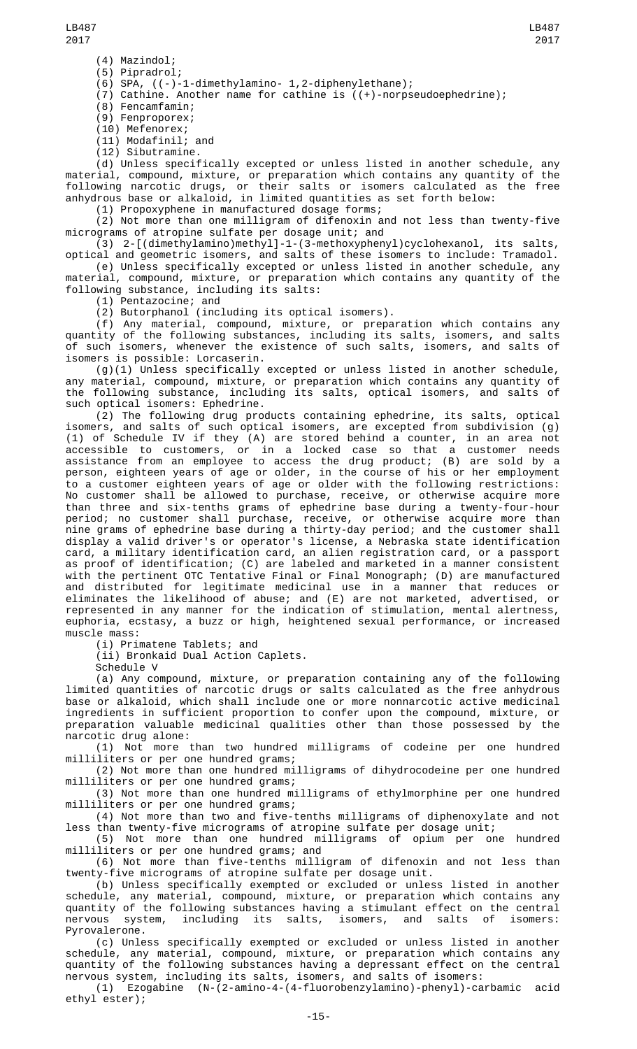(4) Mazindol;

(5) Pipradrol;

(6) SPA, ((-)-1-dimethylamino- 1,2-diphenylethane);

(7) Cathine. Another name for cathine is ((+)-norpseudoephedrine);

(8) Fencamfamin;

(9) Fenproporex;

(10) Mefenorex;

(11) Modafinil; and

(12) Sibutramine.

(d) Unless specifically excepted or unless listed in another schedule, any material, compound, mixture, or preparation which contains any quantity of the following narcotic drugs, or their salts or isomers calculated as the free anhydrous base or alkaloid, in limited quantities as set forth below:

(1) Propoxyphene in manufactured dosage forms;

(2) Not more than one milligram of difenoxin and not less than twenty-five micrograms of atropine sulfate per dosage unit; and

(3) 2-[(dimethylamino)methyl]-1-(3-methoxyphenyl)cyclohexanol, its salts, optical and geometric isomers, and salts of these isomers to include: Tramadol.

(e) Unless specifically excepted or unless listed in another schedule, any material, compound, mixture, or preparation which contains any quantity of the following substance, including its salts:

(1) Pentazocine; and

(2) Butorphanol (including its optical isomers).

(f) Any material, compound, mixture, or preparation which contains any quantity of the following substances, including its salts, isomers, and salts of such isomers, whenever the existence of such salts, isomers, and salts of isomers is possible: Lorcaserin.

(g)(1) Unless specifically excepted or unless listed in another schedule, any material, compound, mixture, or preparation which contains any quantity of the following substance, including its salts, optical isomers, and salts of such optical isomers: Ephedrine.

(2) The following drug products containing ephedrine, its salts, optical isomers, and salts of such optical isomers, are excepted from subdivision (g)(1) of Schedule IV if they (A) are stored behind a counter, in an area not accessible to customers, or in a locked case so that a customer needs assistance from an employee to access the drug product; (B) are sold by a person, eighteen years of age or older, in the course of his or her employment to a customer eighteen years of age or older with the following restrictions: No customer shall be allowed to purchase, receive, or otherwise acquire more than three and six-tenths grams of ephedrine base during a twenty-four-hour period; no customer shall purchase, receive, or otherwise acquire more than nine grams of ephedrine base during a thirty-day period; and the customer shall display a valid driver's or operator's license, a Nebraska state identification card, a military identification card, an alien registration card, or a passport as proof of identification; (C) are labeled and marketed in a manner consistent with the pertinent OTC Tentative Final or Final Monograph; (D) are manufactured and distributed for legitimate medicinal use in a manner that reduces or eliminates the likelihood of abuse; and (E) are not marketed, advertised, or represented in any manner for the indication of stimulation, mental alertness, euphoria, ecstasy, a buzz or high, heightened sexual performance, or increased muscle mass:

(i) Primatene Tablets; and

(ii) Bronkaid Dual Action Caplets.

Schedule V

(a) Any compound, mixture, or preparation containing any of the following limited quantities of narcotic drugs or salts calculated as the free anhydrous base or alkaloid, which shall include one or more nonnarcotic active medicinal ingredients in sufficient proportion to confer upon the compound, mixture, or preparation valuable medicinal qualities other than those possessed by the narcotic drug alone:

(1) Not more than two hundred milligrams of codeine per one hundred milliliters or per one hundred grams;

(2) Not more than one hundred milligrams of dihydrocodeine per one hundred milliliters or per one hundred grams;

(3) Not more than one hundred milligrams of ethylmorphine per one hundred milliliters or per one hundred grams;

(4) Not more than two and five-tenths milligrams of diphenoxylate and not less than twenty-five micrograms of atropine sulfate per dosage unit;

(5) Not more than one hundred milligrams of opium per one hundred milliliters or per one hundred grams; and

(6) Not more than five-tenths milligram of difenoxin and not less than twenty-five micrograms of atropine sulfate per dosage unit.

(b) Unless specifically exempted or excluded or unless listed in another schedule, any material, compound, mixture, or preparation which contains any quantity of the following substances having a stimulant effect on the central nervous system, including its salts, isomers, and salts of isomers: Pyrovalerone.

(c) Unless specifically exempted or excluded or unless listed in another schedule, any material, compound, mixture, or preparation which contains any quantity of the following substances having a depressant effect on the central nervous system, including its salts, isomers, and salts of isomers:

(1) Ezogabine (N-(2-amino-4-(4-fluorobenzylamino)-phenyl)-carbamic acid ethyl ester);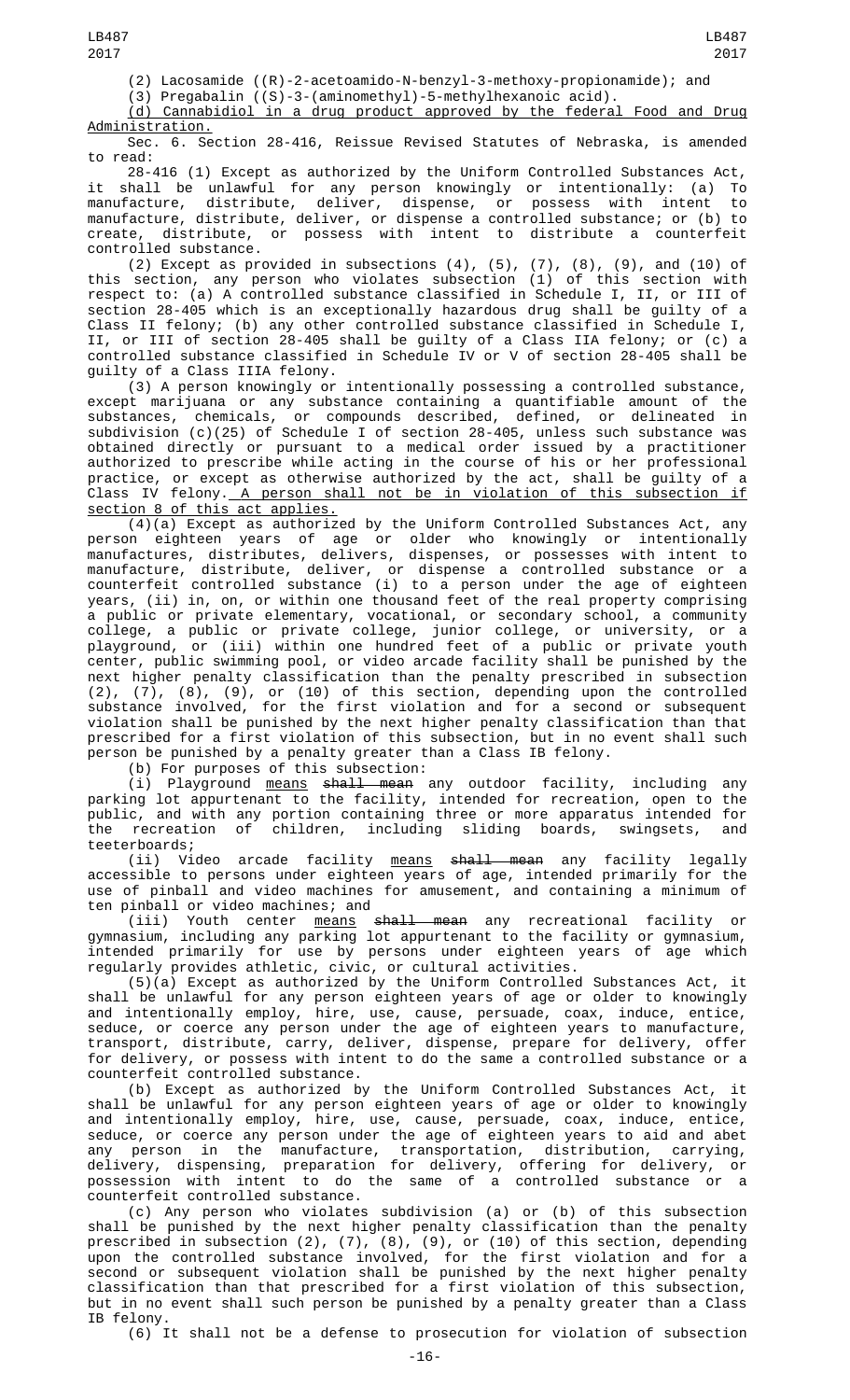(2) Lacosamide ((R)-2-acetoamido-N-benzyl-3-methoxy-propionamide); and

(3) Pregabalin ((S)-3-(aminomethyl)-5-methylhexanoic acid).

(d) Cannabidiol in a drug product approved by the federal Food and Drug Administration.

Sec. 6. Section 28-416, Reissue Revised Statutes of Nebraska, is amended to read:

28-416 (1) Except as authorized by the Uniform Controlled Substances Act, it shall be unlawful for any person knowingly or intentionally: (a) To manufacture, distribute, deliver, dispense, or possess with intent to manufacture, distribute, deliver, or dispense a controlled substance; or (b) to create, distribute, or possess with intent to distribute a counterfeit controlled substance.

(2) Except as provided in subsections (4), (5), (7), (8), (9), and (10) of this section, any person who violates subsection (1) of this section with respect to: (a) A controlled substance classified in Schedule I, II, or III of section 28-405 which is an exceptionally hazardous drug shall be guilty of a Class II felony; (b) any other controlled substance classified in Schedule I, II, or III of section 28-405 shall be guilty of a Class IIA felony; or (c) a controlled substance classified in Schedule IV or V of section 28-405 shall be guilty of a Class IIIA felony.

(3) A person knowingly or intentionally possessing a controlled substance, except marijuana or any substance containing a quantifiable amount of the substances, chemicals, or compounds described, defined, or delineated in subdivision (c)(25) of Schedule I of section 28-405, unless such substance was obtained directly or pursuant to a medical order issued by a practitioner authorized to prescribe while acting in the course of his or her professional practice, or except as otherwise authorized by the act, shall be guilty of a Class IV felony. A person shall not be in violation of this subsection if section 8 of this act applies.

(4)(a) Except as authorized by the Uniform Controlled Substances Act, any person eighteen years of age or older who knowingly or intentionally manufactures, distributes, delivers, dispenses, or possesses with intent to manufacture, distribute, deliver, or dispense a controlled substance or a counterfeit controlled substance (i) to a person under the age of eighteen years, (ii) in, on, or within one thousand feet of the real property comprising a public or private elementary, vocational, or secondary school, a community college, a public or private college, junior college, or university, or a playground, or (iii) within one hundred feet of a public or private youth center, public swimming pool, or video arcade facility shall be punished by the next higher penalty classification than the penalty prescribed in subsection (2), (7), (8), (9), or (10) of this section, depending upon the controlled substance involved, for the first violation and for a second or subsequent violation shall be punished by the next higher penalty classification than that prescribed for a first violation of this subsection, but in no event shall such person be punished by a penalty greater than a Class IB felony.

(b) For purposes of this subsection:

(i) Playground means ~~shall mean~~ any outdoor facility, including any parking lot appurtenant to the facility, intended for recreation, open to the public, and with any portion containing three or more apparatus intended for the recreation of children, including sliding boards, swingsets, and teeterboards;

(ii) Video arcade facility means ~~shall mean~~ any facility legally accessible to persons under eighteen years of age, intended primarily for the use of pinball and video machines for amusement, and containing a minimum of ten pinball or video machines; and

(iii) Youth center means ~~shall mean~~ any recreational facility or gymnasium, including any parking lot appurtenant to the facility or gymnasium, intended primarily for use by persons under eighteen years of age which regularly provides athletic, civic, or cultural activities.

(5)(a) Except as authorized by the Uniform Controlled Substances Act, it shall be unlawful for any person eighteen years of age or older to knowingly and intentionally employ, hire, use, cause, persuade, coax, induce, entice, seduce, or coerce any person under the age of eighteen years to manufacture, transport, distribute, carry, deliver, dispense, prepare for delivery, offer for delivery, or possess with intent to do the same a controlled substance or a counterfeit controlled substance.

(b) Except as authorized by the Uniform Controlled Substances Act, it shall be unlawful for any person eighteen years of age or older to knowingly and intentionally employ, hire, use, cause, persuade, coax, induce, entice, seduce, or coerce any person under the age of eighteen years to aid and abet any person in the manufacture, transportation, distribution, carrying, delivery, dispensing, preparation for delivery, offering for delivery, or possession with intent to do the same of a controlled substance or a counterfeit controlled substance.

(c) Any person who violates subdivision (a) or (b) of this subsection shall be punished by the next higher penalty classification than the penalty prescribed in subsection (2), (7), (8), (9), or (10) of this section, depending upon the controlled substance involved, for the first violation and for a second or subsequent violation shall be punished by the next higher penalty classification than that prescribed for a first violation of this subsection, but in no event shall such person be punished by a penalty greater than a Class IB felony.

(6) It shall not be a defense to prosecution for violation of subsection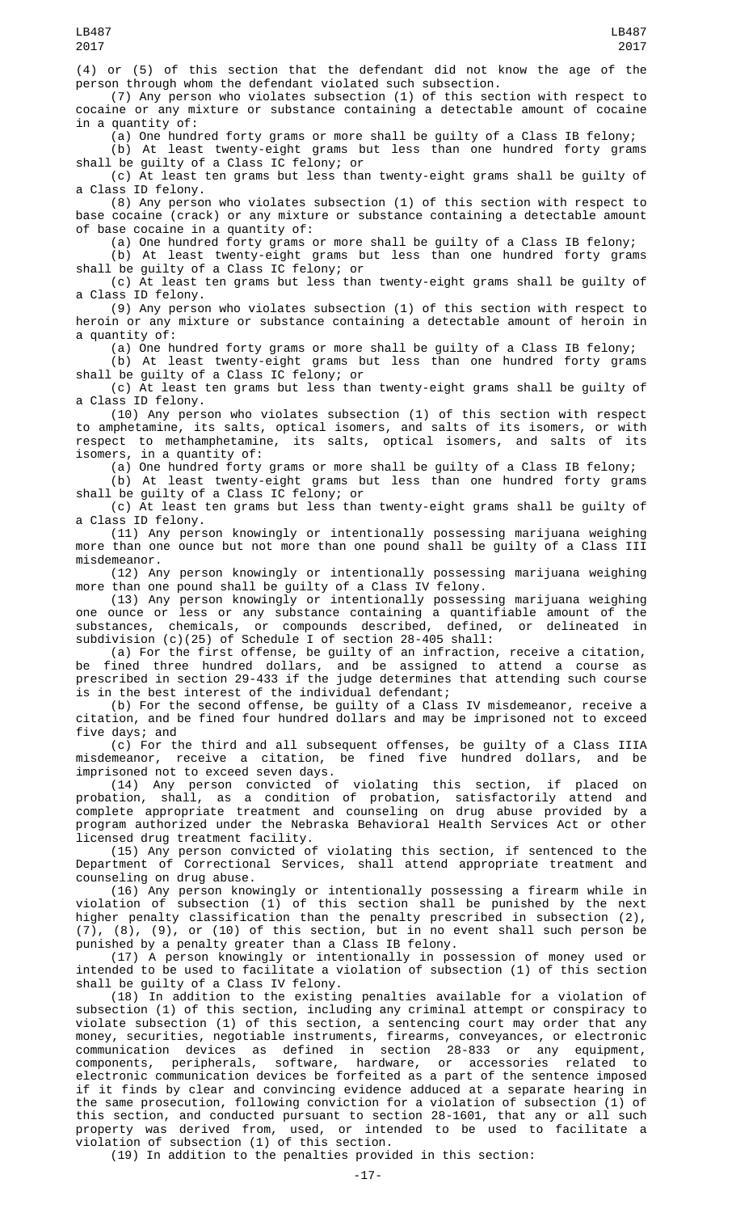(4) or (5) of this section that the defendant did not know the age of the person through whom the defendant violated such subsection.

(7) Any person who violates subsection (1) of this section with respect to cocaine or any mixture or substance containing a detectable amount of cocaine in a quantity of:

(a) One hundred forty grams or more shall be guilty of a Class IB felony;

(b) At least twenty-eight grams but less than one hundred forty grams shall be guilty of a Class IC felony; or

(c) At least ten grams but less than twenty-eight grams shall be guilty of a Class ID felony.

(8) Any person who violates subsection (1) of this section with respect to base cocaine (crack) or any mixture or substance containing a detectable amount of base cocaine in a quantity of:

(a) One hundred forty grams or more shall be guilty of a Class IB felony;

(b) At least twenty-eight grams but less than one hundred forty grams shall be guilty of a Class IC felony; or

(c) At least ten grams but less than twenty-eight grams shall be guilty of a Class ID felony.

(9) Any person who violates subsection (1) of this section with respect to heroin or any mixture or substance containing a detectable amount of heroin in a quantity of:

(a) One hundred forty grams or more shall be guilty of a Class IB felony;

(b) At least twenty-eight grams but less than one hundred forty grams shall be guilty of a Class IC felony; or

(c) At least ten grams but less than twenty-eight grams shall be guilty of a Class ID felony.

(10) Any person who violates subsection (1) of this section with respect to amphetamine, its salts, optical isomers, and salts of its isomers, or with respect to methamphetamine, its salts, optical isomers, and salts of its isomers, in a quantity of:

(a) One hundred forty grams or more shall be guilty of a Class IB felony;

(b) At least twenty-eight grams but less than one hundred forty grams shall be guilty of a Class IC felony; or

(c) At least ten grams but less than twenty-eight grams shall be guilty of a Class ID felony.

(11) Any person knowingly or intentionally possessing marijuana weighing more than one ounce but not more than one pound shall be guilty of a Class III misdemeanor.

(12) Any person knowingly or intentionally possessing marijuana weighing more than one pound shall be guilty of a Class IV felony.

(13) Any person knowingly or intentionally possessing marijuana weighing one ounce or less or any substance containing a quantifiable amount of the substances, chemicals, or compounds described, defined, or delineated in subdivision (c)(25) of Schedule I of section 28-405 shall:

(a) For the first offense, be guilty of an infraction, receive a citation, be fined three hundred dollars, and be assigned to attend a course as prescribed in section 29-433 if the judge determines that attending such course is in the best interest of the individual defendant;

(b) For the second offense, be guilty of a Class IV misdemeanor, receive a citation, and be fined four hundred dollars and may be imprisoned not to exceed five days; and

(c) For the third and all subsequent offenses, be guilty of a Class IIIA misdemeanor, receive a citation, be fined five hundred dollars, and be imprisoned not to exceed seven days.

(14) Any person convicted of violating this section, if placed on probation, shall, as a condition of probation, satisfactorily attend and complete appropriate treatment and counseling on drug abuse provided by a program authorized under the Nebraska Behavioral Health Services Act or other licensed drug treatment facility.

(15) Any person convicted of violating this section, if sentenced to the Department of Correctional Services, shall attend appropriate treatment and counseling on drug abuse.

(16) Any person knowingly or intentionally possessing a firearm while in violation of subsection (1) of this section shall be punished by the next higher penalty classification than the penalty prescribed in subsection (2), (7), (8), (9), or (10) of this section, but in no event shall such person be punished by a penalty greater than a Class IB felony.

(17) A person knowingly or intentionally in possession of money used or intended to be used to facilitate a violation of subsection (1) of this section shall be guilty of a Class IV felony.

(18) In addition to the existing penalties available for a violation of subsection (1) of this section, including any criminal attempt or conspiracy to violate subsection (1) of this section, a sentencing court may order that any money, securities, negotiable instruments, firearms, conveyances, or electronic communication devices as defined in section 28-833 or any equipment, components, peripherals, software, hardware, or accessories related to electronic communication devices be forfeited as a part of the sentence imposed if it finds by clear and convincing evidence adduced at a separate hearing in the same prosecution, following conviction for a violation of subsection (1) of this section, and conducted pursuant to section 28-1601, that any or all such property was derived from, used, or intended to be used to facilitate a violation of subsection (1) of this section.

(19) In addition to the penalties provided in this section: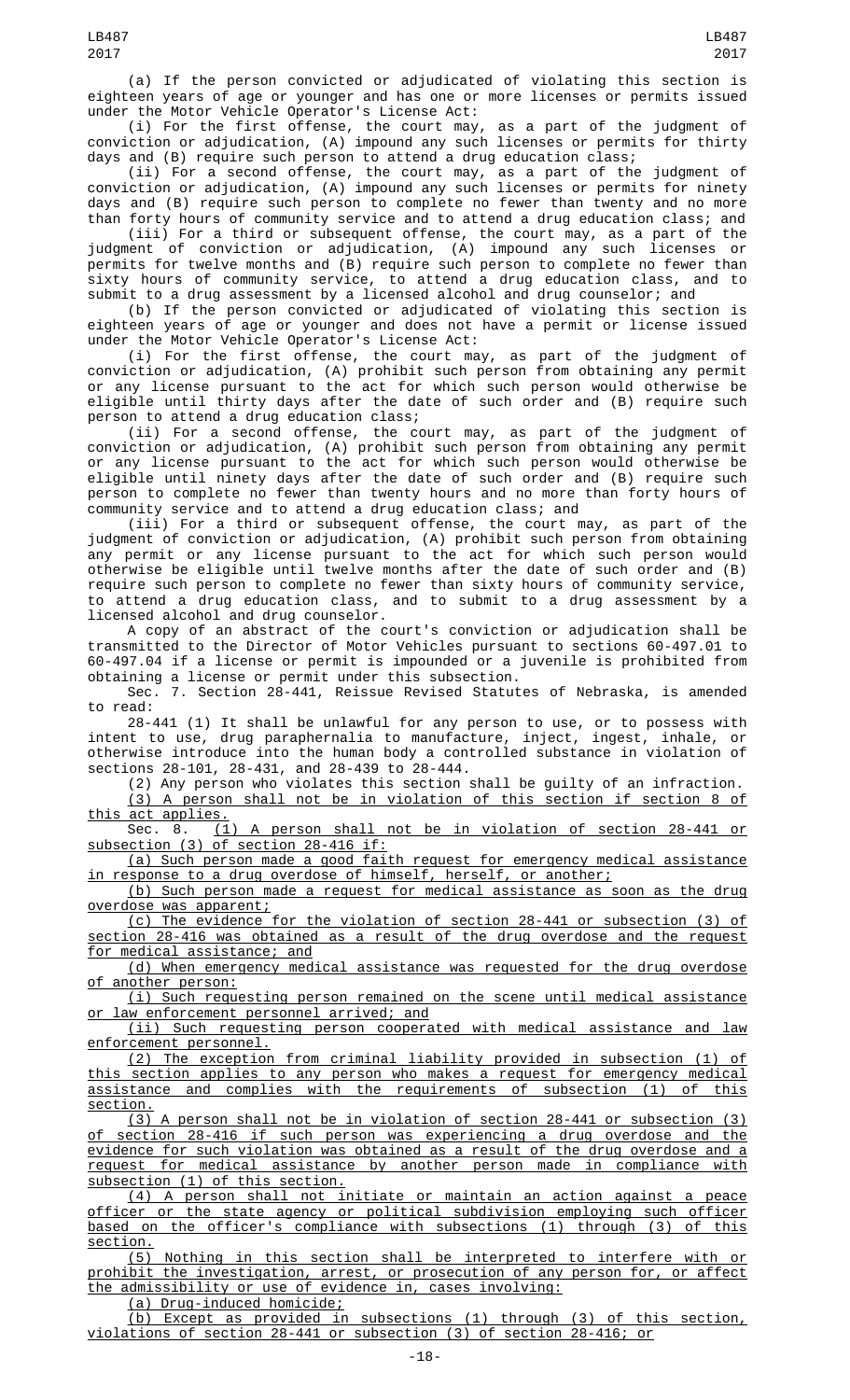(a) If the person convicted or adjudicated of violating this section is eighteen years of age or younger and has one or more licenses or permits issued under the Motor Vehicle Operator's License Act:

(i) For the first offense, the court may, as a part of the judgment of conviction or adjudication, (A) impound any such licenses or permits for thirty days and (B) require such person to attend a drug education class;

(ii) For a second offense, the court may, as a part of the judgment of conviction or adjudication, (A) impound any such licenses or permits for ninety days and (B) require such person to complete no fewer than twenty and no more than forty hours of community service and to attend a drug education class; and

(iii) For a third or subsequent offense, the court may, as a part of the judgment of conviction or adjudication, (A) impound any such licenses or permits for twelve months and (B) require such person to complete no fewer than sixty hours of community service, to attend a drug education class, and to submit to a drug assessment by a licensed alcohol and drug counselor; and

(b) If the person convicted or adjudicated of violating this section is eighteen years of age or younger and does not have a permit or license issued under the Motor Vehicle Operator's License Act:

(i) For the first offense, the court may, as part of the judgment of conviction or adjudication, (A) prohibit such person from obtaining any permit or any license pursuant to the act for which such person would otherwise be eligible until thirty days after the date of such order and (B) require such person to attend a drug education class;

(ii) For a second offense, the court may, as part of the judgment of conviction or adjudication, (A) prohibit such person from obtaining any permit or any license pursuant to the act for which such person would otherwise be eligible until ninety days after the date of such order and (B) require such person to complete no fewer than twenty hours and no more than forty hours of community service and to attend a drug education class; and

(iii) For a third or subsequent offense, the court may, as part of the judgment of conviction or adjudication, (A) prohibit such person from obtaining any permit or any license pursuant to the act for which such person would otherwise be eligible until twelve months after the date of such order and (B) require such person to complete no fewer than sixty hours of community service, to attend a drug education class, and to submit to a drug assessment by a licensed alcohol and drug counselor.

A copy of an abstract of the court's conviction or adjudication shall be transmitted to the Director of Motor Vehicles pursuant to sections 60-497.01 to 60-497.04 if a license or permit is impounded or a juvenile is prohibited from obtaining a license or permit under this subsection.

Sec. 7. Section 28-441, Reissue Revised Statutes of Nebraska, is amended to read:

28-441 (1) It shall be unlawful for any person to use, or to possess with intent to use, drug paraphernalia to manufacture, inject, ingest, inhale, or otherwise introduce into the human body a controlled substance in violation of sections 28-101, 28-431, and 28-439 to 28-444.

(2) Any person who violates this section shall be guilty of an infraction.

(3) A person shall not be in violation of this section if section 8 of this act applies.

Sec. 8. (1) A person shall not be in violation of section 28-441 or subsection (3) of section 28-416 if:

(a) Such person made a good faith request for emergency medical assistance in response to a drug overdose of himself, herself, or another;

(b) Such person made a request for medical assistance as soon as the drug overdose was apparent;

(c) The evidence for the violation of section 28-441 or subsection (3) of section 28-416 was obtained as a result of the drug overdose and the request for medical assistance; and

(d) When emergency medical assistance was requested for the drug overdose of another person:

(i) Such requesting person remained on the scene until medical assistance or law enforcement personnel arrived; and

(ii) Such requesting person cooperated with medical assistance and law enforcement personnel.

(2) The exception from criminal liability provided in subsection (1) of this section applies to any person who makes a request for emergency medical assistance and complies with the requirements of subsection (1) of this section.

(3) A person shall not be in violation of section 28-441 or subsection (3) of section 28-416 if such person was experiencing a drug overdose and the evidence for such violation was obtained as a result of the drug overdose and a request for medical assistance by another person made in compliance with subsection (1) of this section.

(4) A person shall not initiate or maintain an action against a peace officer or the state agency or political subdivision employing such officer based on the officer's compliance with subsections (1) through (3) of this section.

(5) Nothing in this section shall be interpreted to interfere with or prohibit the investigation, arrest, or prosecution of any person for, or affect the admissibility or use of evidence in, cases involving:

(a) Drug-induced homicide;

(b) Except as provided in subsections (1) through (3) of this section, violations of section 28-441 or subsection (3) of section 28-416; or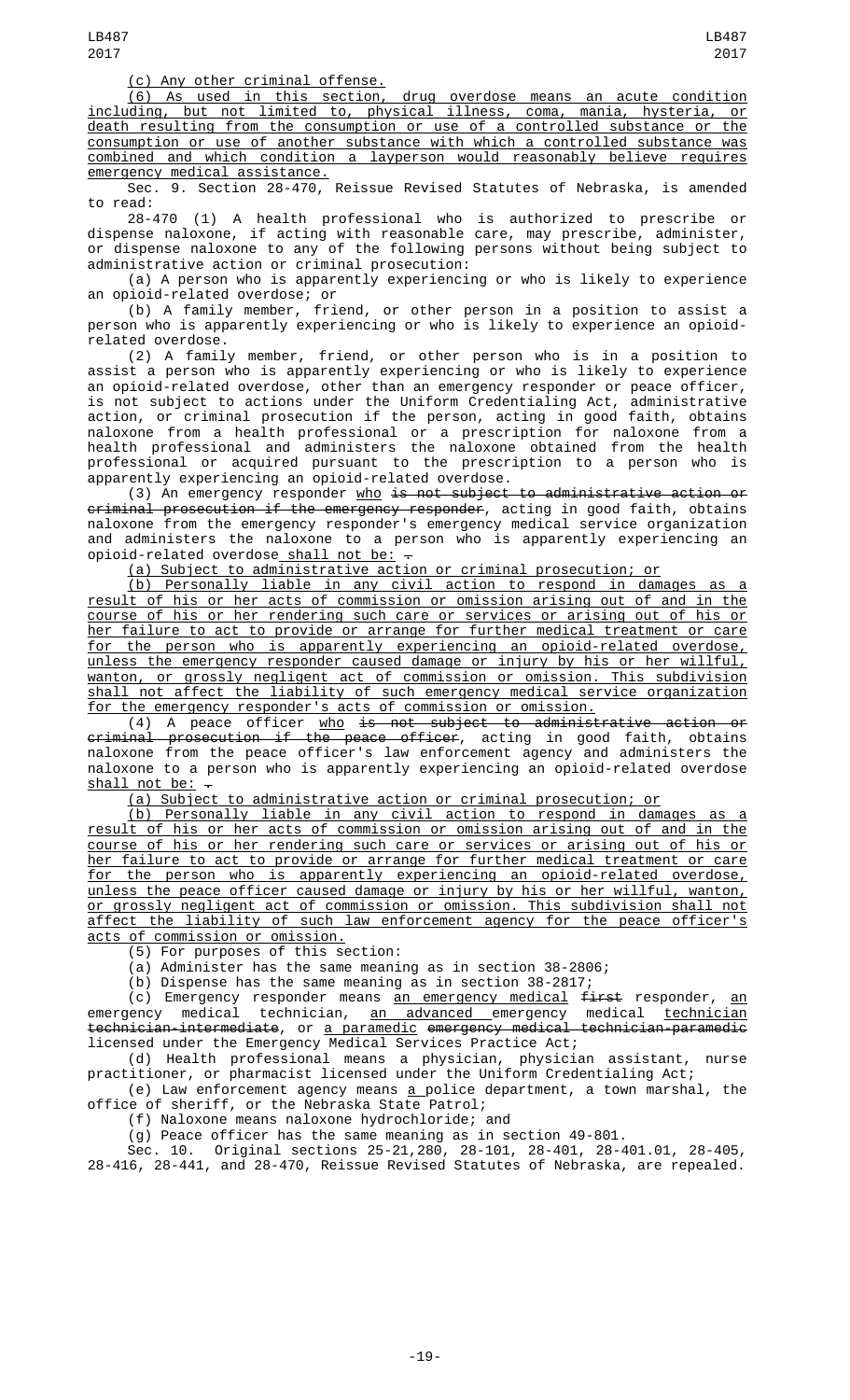(c) Any other criminal offense.

(6) As used in this section, drug overdose means an acute condition including, but not limited to, physical illness, coma, mania, hysteria, or death resulting from the consumption or use of a controlled substance or the consumption or use of another substance with which a controlled substance was combined and which condition a layperson would reasonably believe requires emergency medical assistance.

Sec. 9. Section 28-470, Reissue Revised Statutes of Nebraska, is amended to read:

28-470 (1) A health professional who is authorized to prescribe or dispense naloxone, if acting with reasonable care, may prescribe, administer, or dispense naloxone to any of the following persons without being subject to administrative action or criminal prosecution:

(a) A person who is apparently experiencing or who is likely to experience an opioid-related overdose; or

(b) A family member, friend, or other person in a position to assist a person who is apparently experiencing or who is likely to experience an opioid-related overdose.

(2) A family member, friend, or other person who is in a position to assist a person who is apparently experiencing or who is likely to experience an opioid-related overdose, other than an emergency responder or peace officer, is not subject to actions under the Uniform Credentialing Act, administrative action, or criminal prosecution if the person, acting in good faith, obtains naloxone from a health professional or a prescription for naloxone from a health professional and administers the naloxone obtained from the health professional or acquired pursuant to the prescription to a person who is apparently experiencing an opioid-related overdose.

(3) An emergency responder who ~~is not subject to administrative action or criminal prosecution if the emergency responder~~, acting in good faith, obtains naloxone from the emergency responder's emergency medical service organization and administers the naloxone to a person who is apparently experiencing an opioid-related overdose shall not be: ~~.~~

(a) Subject to administrative action or criminal prosecution; or

(b) Personally liable in any civil action to respond in damages as a result of his or her acts of commission or omission arising out of and in the course of his or her rendering such care or services or arising out of his or her failure to act to provide or arrange for further medical treatment or care for the person who is apparently experiencing an opioid-related overdose, unless the emergency responder caused damage or injury by his or her willful, wanton, or grossly negligent act of commission or omission. This subdivision shall not affect the liability of such emergency medical service organization for the emergency responder's acts of commission or omission.

(4) A peace officer who ~~is not subject to administrative action or criminal prosecution if the peace officer~~, acting in good faith, obtains naloxone from the peace officer's law enforcement agency and administers the naloxone to a person who is apparently experiencing an opioid-related overdose shall not be: ~~.~~

(a) Subject to administrative action or criminal prosecution; or

(b) Personally liable in any civil action to respond in damages as a result of his or her acts of commission or omission arising out of and in the course of his or her rendering such care or services or arising out of his or her failure to act to provide or arrange for further medical treatment or care for the person who is apparently experiencing an opioid-related overdose, unless the peace officer caused damage or injury by his or her willful, wanton, or grossly negligent act of commission or omission. This subdivision shall not affect the liability of such law enforcement agency for the peace officer's acts of commission or omission.

(5) For purposes of this section:

(a) Administer has the same meaning as in section 38-2806;

(b) Dispense has the same meaning as in section 38-2817;

(c) Emergency responder means an emergency medical ~~first~~ responder, an emergency medical technician, an advanced emergency medical technician ~~technician-intermediate~~, or a paramedic ~~emergency medical technician-paramedic~~ licensed under the Emergency Medical Services Practice Act;

(d) Health professional means a physician, physician assistant, nurse practitioner, or pharmacist licensed under the Uniform Credentialing Act;

(e) Law enforcement agency means a police department, a town marshal, the office of sheriff, or the Nebraska State Patrol;

(f) Naloxone means naloxone hydrochloride; and

(g) Peace officer has the same meaning as in section 49-801.

Sec. 10. Original sections 25-21,280, 28-101, 28-401, 28-401.01, 28-405, 28-416, 28-441, and 28-470, Reissue Revised Statutes of Nebraska, are repealed.